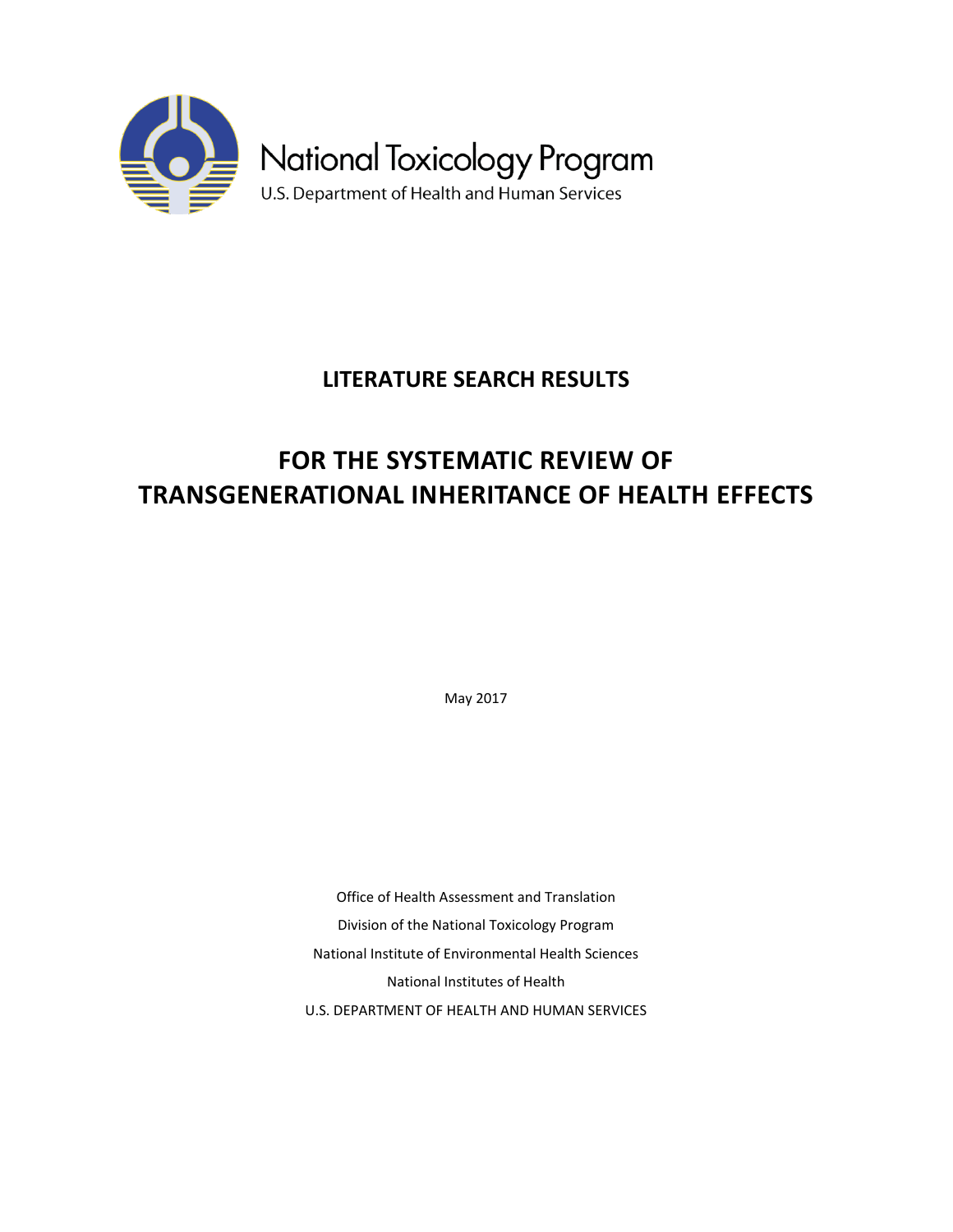National Toxicology Program

U.S. Department of Health and Human Services

# LITERATURE SEARCH RESULTS

# FOR THE SYSTEMATIC REVIEW OF TRANSGENERATIONAL INHERITANCE OF HEALTH EFFECTS

May 2017

Office of Health Assessment and Translation

Division of the National Toxicology Program

National Institute of Environmental Health Sciences

National Institutes of Health

U.S. DEPARTMENT OF HEALTH AND HUMAN SERVICES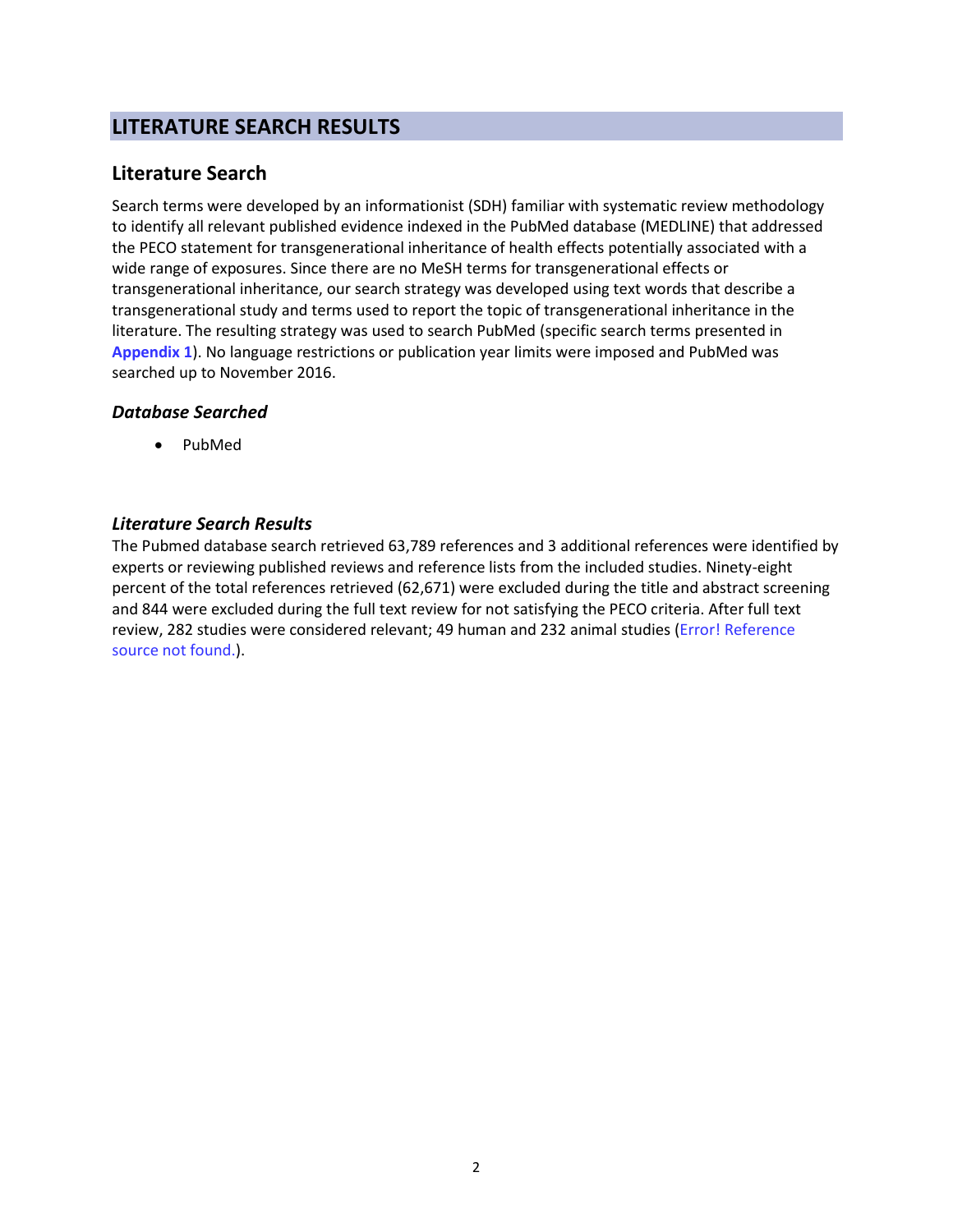# LITERATURE SEARCH RESULTS

## Literature Search

Search terms were developed by an informationist (SDH) familiar with systematic review methodology to identify all relevant published evidence indexed in the PubMed database (MEDLINE) that addressed the PECO statement for transgenerational inheritance of health effects potentially associated with a wide range of exposures. Since there are no MeSH terms for transgenerational effects or transgenerational inheritance, our search strategy was developed using text words that describe a transgenerational study and terms used to report the topic of transgenerational inheritance in the literature. The resulting strategy was used to search PubMed (specific search terms presented in **Appendix 1**). No language restrictions or publication year limits were imposed and PubMed was searched up to November 2016.

### *Database Searched*

- PubMed

### *Literature Search Results*

The Pubmed database search retrieved 63,789 references and 3 additional references were identified by experts or reviewing published reviews and reference lists from the included studies. Ninety-eight percent of the total references retrieved (62,671) were excluded during the title and abstract screening and 844 were excluded during the full text review for not satisfying the PECO criteria. After full text review, 282 studies were considered relevant; 49 human and 232 animal studies (Error! Reference source not found.).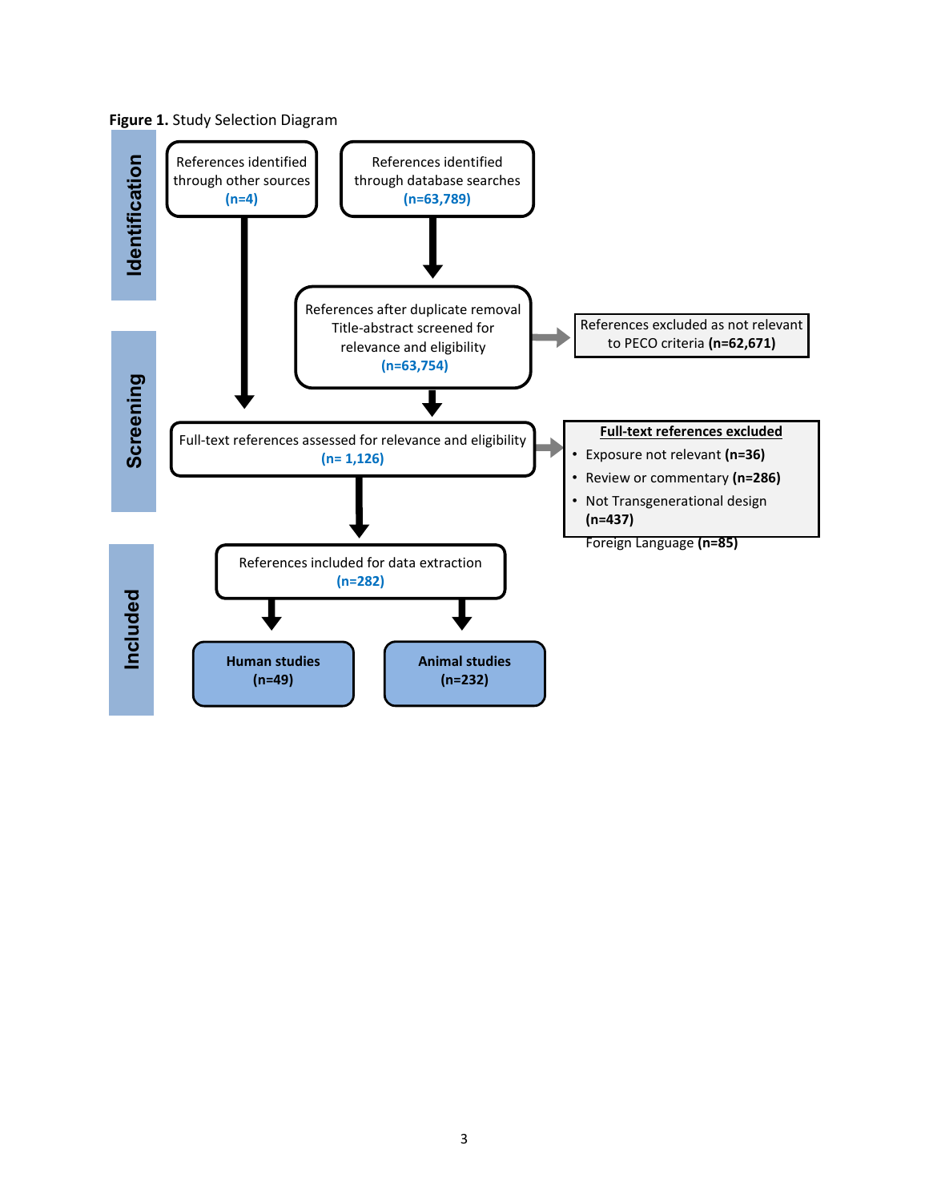**Figure 1.** Study Selection Diagram

**Identification**

- References identified through other sources (n=4)
- References identified through database searches (n=63,789)

**Screening**

- References after duplicate removal Title-abstract screened for relevance and eligibility (n=63,754)
  - References excluded as not relevant to PECO criteria **(n=62,671)**
- Full-text references assessed for relevance and eligibility (n= 1,126)
  - **Full-text references excluded**
    - Exposure not relevant **(n=36)**
    - Review or commentary **(n=286)**
    - Not Transgenerational design **(n=437)**
    - Foreign Language **(n=85)**

**Included**

- References included for data extraction (n=282)
  - **Human studies (n=49)**
  - **Animal studies (n=232)**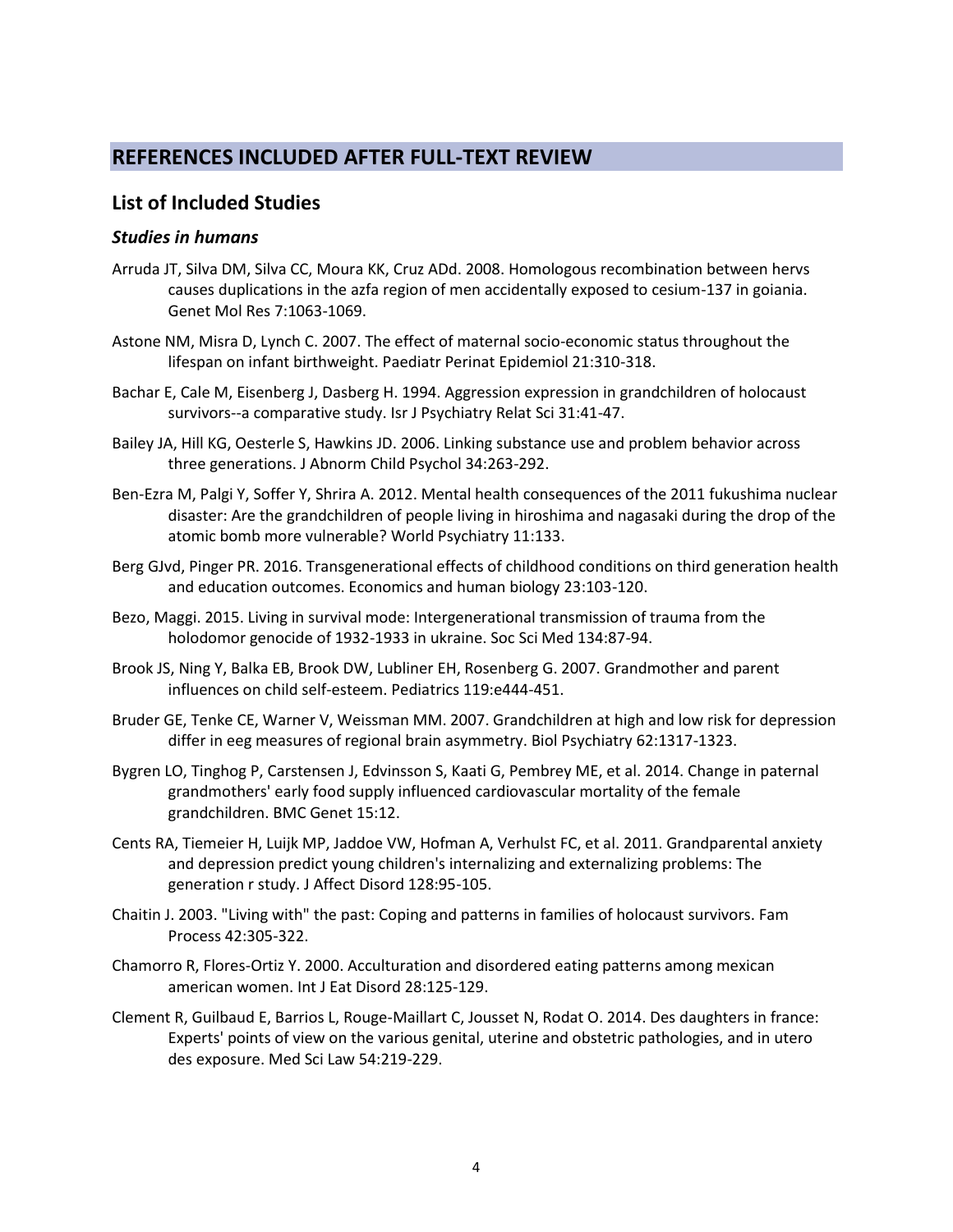## REFERENCES INCLUDED AFTER FULL-TEXT REVIEW

### List of Included Studies

#### *Studies in humans*

Arruda JT, Silva DM, Silva CC, Moura KK, Cruz ADd. 2008. Homologous recombination between hervs causes duplications in the azfa region of men accidentally exposed to cesium-137 in goiania. Genet Mol Res 7:1063-1069.

Astone NM, Misra D, Lynch C. 2007. The effect of maternal socio-economic status throughout the lifespan on infant birthweight. Paediatr Perinat Epidemiol 21:310-318.

Bachar E, Cale M, Eisenberg J, Dasberg H. 1994. Aggression expression in grandchildren of holocaust survivors--a comparative study. Isr J Psychiatry Relat Sci 31:41-47.

Bailey JA, Hill KG, Oesterle S, Hawkins JD. 2006. Linking substance use and problem behavior across three generations. J Abnorm Child Psychol 34:263-292.

Ben-Ezra M, Palgi Y, Soffer Y, Shrira A. 2012. Mental health consequences of the 2011 fukushima nuclear disaster: Are the grandchildren of people living in hiroshima and nagasaki during the drop of the atomic bomb more vulnerable? World Psychiatry 11:133.

Berg GJvd, Pinger PR. 2016. Transgenerational effects of childhood conditions on third generation health and education outcomes. Economics and human biology 23:103-120.

Bezo, Maggi. 2015. Living in survival mode: Intergenerational transmission of trauma from the holodomor genocide of 1932-1933 in ukraine. Soc Sci Med 134:87-94.

Brook JS, Ning Y, Balka EB, Brook DW, Lubliner EH, Rosenberg G. 2007. Grandmother and parent influences on child self-esteem. Pediatrics 119:e444-451.

Bruder GE, Tenke CE, Warner V, Weissman MM. 2007. Grandchildren at high and low risk for depression differ in eeg measures of regional brain asymmetry. Biol Psychiatry 62:1317-1323.

Bygren LO, Tinghog P, Carstensen J, Edvinsson S, Kaati G, Pembrey ME, et al. 2014. Change in paternal grandmothers' early food supply influenced cardiovascular mortality of the female grandchildren. BMC Genet 15:12.

Cents RA, Tiemeier H, Luijk MP, Jaddoe VW, Hofman A, Verhulst FC, et al. 2011. Grandparental anxiety and depression predict young children's internalizing and externalizing problems: The generation r study. J Affect Disord 128:95-105.

Chaitin J. 2003. "Living with" the past: Coping and patterns in families of holocaust survivors. Fam Process 42:305-322.

Chamorro R, Flores-Ortiz Y. 2000. Acculturation and disordered eating patterns among mexican american women. Int J Eat Disord 28:125-129.

Clement R, Guilbaud E, Barrios L, Rouge-Maillart C, Jousset N, Rodat O. 2014. Des daughters in france: Experts' points of view on the various genital, uterine and obstetric pathologies, and in utero des exposure. Med Sci Law 54:219-229.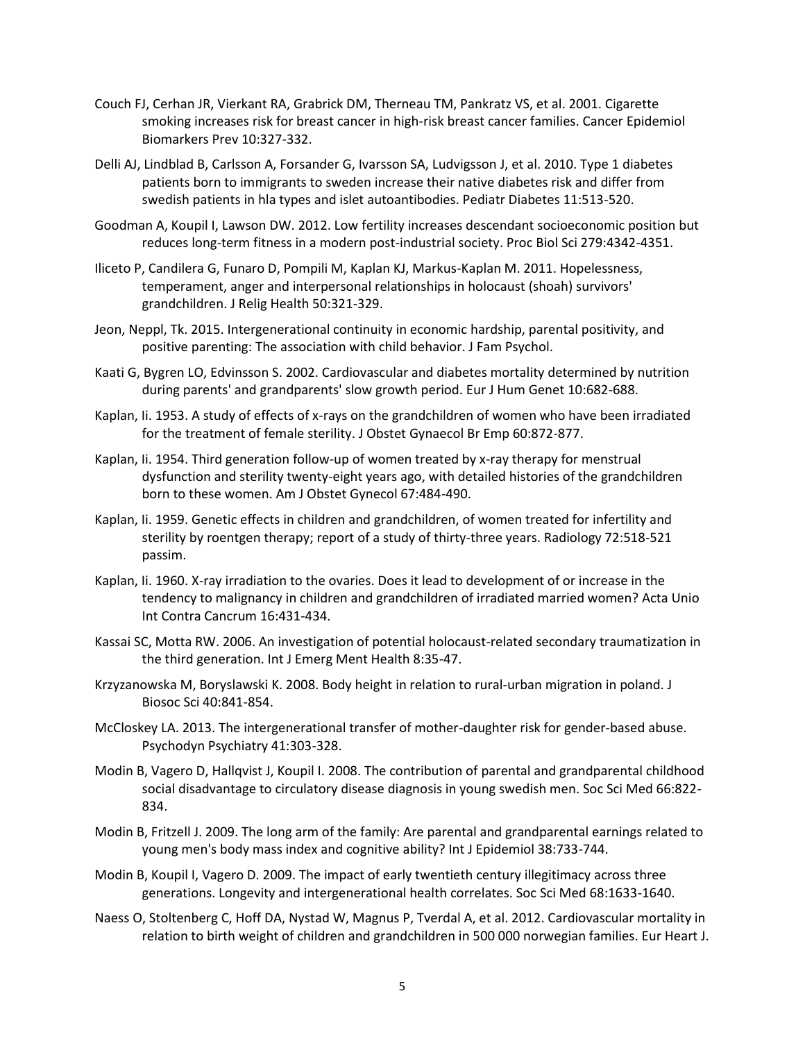Couch FJ, Cerhan JR, Vierkant RA, Grabrick DM, Therneau TM, Pankratz VS, et al. 2001. Cigarette smoking increases risk for breast cancer in high-risk breast cancer families. Cancer Epidemiol Biomarkers Prev 10:327-332.

Delli AJ, Lindblad B, Carlsson A, Forsander G, Ivarsson SA, Ludvigsson J, et al. 2010. Type 1 diabetes patients born to immigrants to sweden increase their native diabetes risk and differ from swedish patients in hla types and islet autoantibodies. Pediatr Diabetes 11:513-520.

Goodman A, Koupil I, Lawson DW. 2012. Low fertility increases descendant socioeconomic position but reduces long-term fitness in a modern post-industrial society. Proc Biol Sci 279:4342-4351.

Iliceto P, Candilera G, Funaro D, Pompili M, Kaplan KJ, Markus-Kaplan M. 2011. Hopelessness, temperament, anger and interpersonal relationships in holocaust (shoah) survivors' grandchildren. J Relig Health 50:321-329.

Jeon, Neppl, Tk. 2015. Intergenerational continuity in economic hardship, parental positivity, and positive parenting: The association with child behavior. J Fam Psychol.

Kaati G, Bygren LO, Edvinsson S. 2002. Cardiovascular and diabetes mortality determined by nutrition during parents' and grandparents' slow growth period. Eur J Hum Genet 10:682-688.

Kaplan, Ii. 1953. A study of effects of x-rays on the grandchildren of women who have been irradiated for the treatment of female sterility. J Obstet Gynaecol Br Emp 60:872-877.

Kaplan, Ii. 1954. Third generation follow-up of women treated by x-ray therapy for menstrual dysfunction and sterility twenty-eight years ago, with detailed histories of the grandchildren born to these women. Am J Obstet Gynecol 67:484-490.

Kaplan, Ii. 1959. Genetic effects in children and grandchildren, of women treated for infertility and sterility by roentgen therapy; report of a study of thirty-three years. Radiology 72:518-521 passim.

Kaplan, Ii. 1960. X-ray irradiation to the ovaries. Does it lead to development of or increase in the tendency to malignancy in children and grandchildren of irradiated married women? Acta Unio Int Contra Cancrum 16:431-434.

Kassai SC, Motta RW. 2006. An investigation of potential holocaust-related secondary traumatization in the third generation. Int J Emerg Ment Health 8:35-47.

Krzyzanowska M, Boryslawski K. 2008. Body height in relation to rural-urban migration in poland. J Biosoc Sci 40:841-854.

McCloskey LA. 2013. The intergenerational transfer of mother-daughter risk for gender-based abuse. Psychodyn Psychiatry 41:303-328.

Modin B, Vagero D, Hallqvist J, Koupil I. 2008. The contribution of parental and grandparental childhood social disadvantage to circulatory disease diagnosis in young swedish men. Soc Sci Med 66:822-834.

Modin B, Fritzell J. 2009. The long arm of the family: Are parental and grandparental earnings related to young men's body mass index and cognitive ability? Int J Epidemiol 38:733-744.

Modin B, Koupil I, Vagero D. 2009. The impact of early twentieth century illegitimacy across three generations. Longevity and intergenerational health correlates. Soc Sci Med 68:1633-1640.

Naess O, Stoltenberg C, Hoff DA, Nystad W, Magnus P, Tverdal A, et al. 2012. Cardiovascular mortality in relation to birth weight of children and grandchildren in 500 000 norwegian families. Eur Heart J.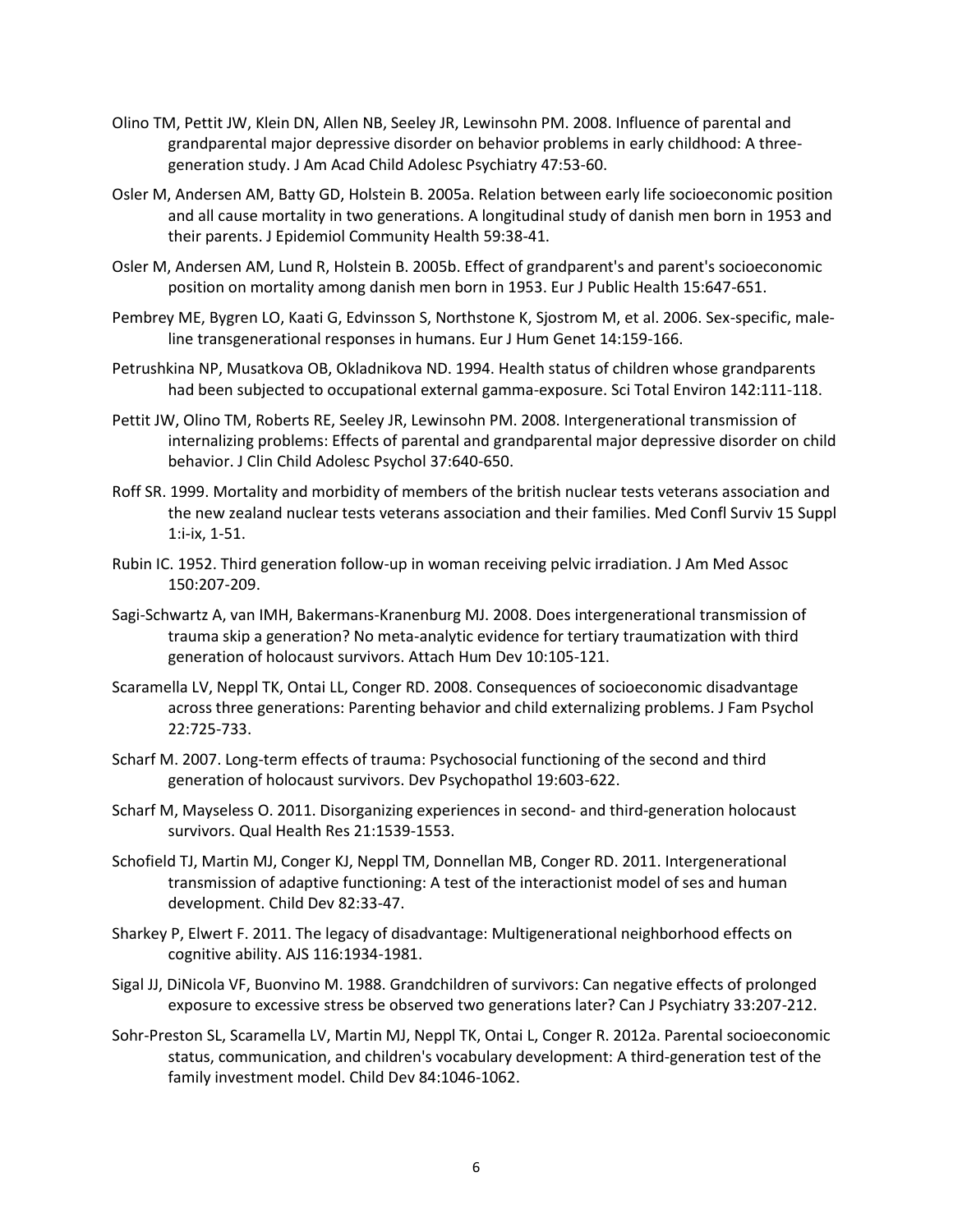Olino TM, Pettit JW, Klein DN, Allen NB, Seeley JR, Lewinsohn PM. 2008. Influence of parental and grandparental major depressive disorder on behavior problems in early childhood: A three-generation study. J Am Acad Child Adolesc Psychiatry 47:53-60.

Osler M, Andersen AM, Batty GD, Holstein B. 2005a. Relation between early life socioeconomic position and all cause mortality in two generations. A longitudinal study of danish men born in 1953 and their parents. J Epidemiol Community Health 59:38-41.

Osler M, Andersen AM, Lund R, Holstein B. 2005b. Effect of grandparent's and parent's socioeconomic position on mortality among danish men born in 1953. Eur J Public Health 15:647-651.

Pembrey ME, Bygren LO, Kaati G, Edvinsson S, Northstone K, Sjostrom M, et al. 2006. Sex-specific, male-line transgenerational responses in humans. Eur J Hum Genet 14:159-166.

Petrushkina NP, Musatkova OB, Okladnikova ND. 1994. Health status of children whose grandparents had been subjected to occupational external gamma-exposure. Sci Total Environ 142:111-118.

Pettit JW, Olino TM, Roberts RE, Seeley JR, Lewinsohn PM. 2008. Intergenerational transmission of internalizing problems: Effects of parental and grandparental major depressive disorder on child behavior. J Clin Child Adolesc Psychol 37:640-650.

Roff SR. 1999. Mortality and morbidity of members of the british nuclear tests veterans association and the new zealand nuclear tests veterans association and their families. Med Confl Surviv 15 Suppl 1:i-ix, 1-51.

Rubin IC. 1952. Third generation follow-up in woman receiving pelvic irradiation. J Am Med Assoc 150:207-209.

Sagi-Schwartz A, van IMH, Bakermans-Kranenburg MJ. 2008. Does intergenerational transmission of trauma skip a generation? No meta-analytic evidence for tertiary traumatization with third generation of holocaust survivors. Attach Hum Dev 10:105-121.

Scaramella LV, Neppl TK, Ontai LL, Conger RD. 2008. Consequences of socioeconomic disadvantage across three generations: Parenting behavior and child externalizing problems. J Fam Psychol 22:725-733.

Scharf M. 2007. Long-term effects of trauma: Psychosocial functioning of the second and third generation of holocaust survivors. Dev Psychopathol 19:603-622.

Scharf M, Mayseless O. 2011. Disorganizing experiences in second- and third-generation holocaust survivors. Qual Health Res 21:1539-1553.

Schofield TJ, Martin MJ, Conger KJ, Neppl TM, Donnellan MB, Conger RD. 2011. Intergenerational transmission of adaptive functioning: A test of the interactionist model of ses and human development. Child Dev 82:33-47.

Sharkey P, Elwert F. 2011. The legacy of disadvantage: Multigenerational neighborhood effects on cognitive ability. AJS 116:1934-1981.

Sigal JJ, DiNicola VF, Buonvino M. 1988. Grandchildren of survivors: Can negative effects of prolonged exposure to excessive stress be observed two generations later? Can J Psychiatry 33:207-212.

Sohr-Preston SL, Scaramella LV, Martin MJ, Neppl TK, Ontai L, Conger R. 2012a. Parental socioeconomic status, communication, and children's vocabulary development: A third-generation test of the family investment model. Child Dev 84:1046-1062.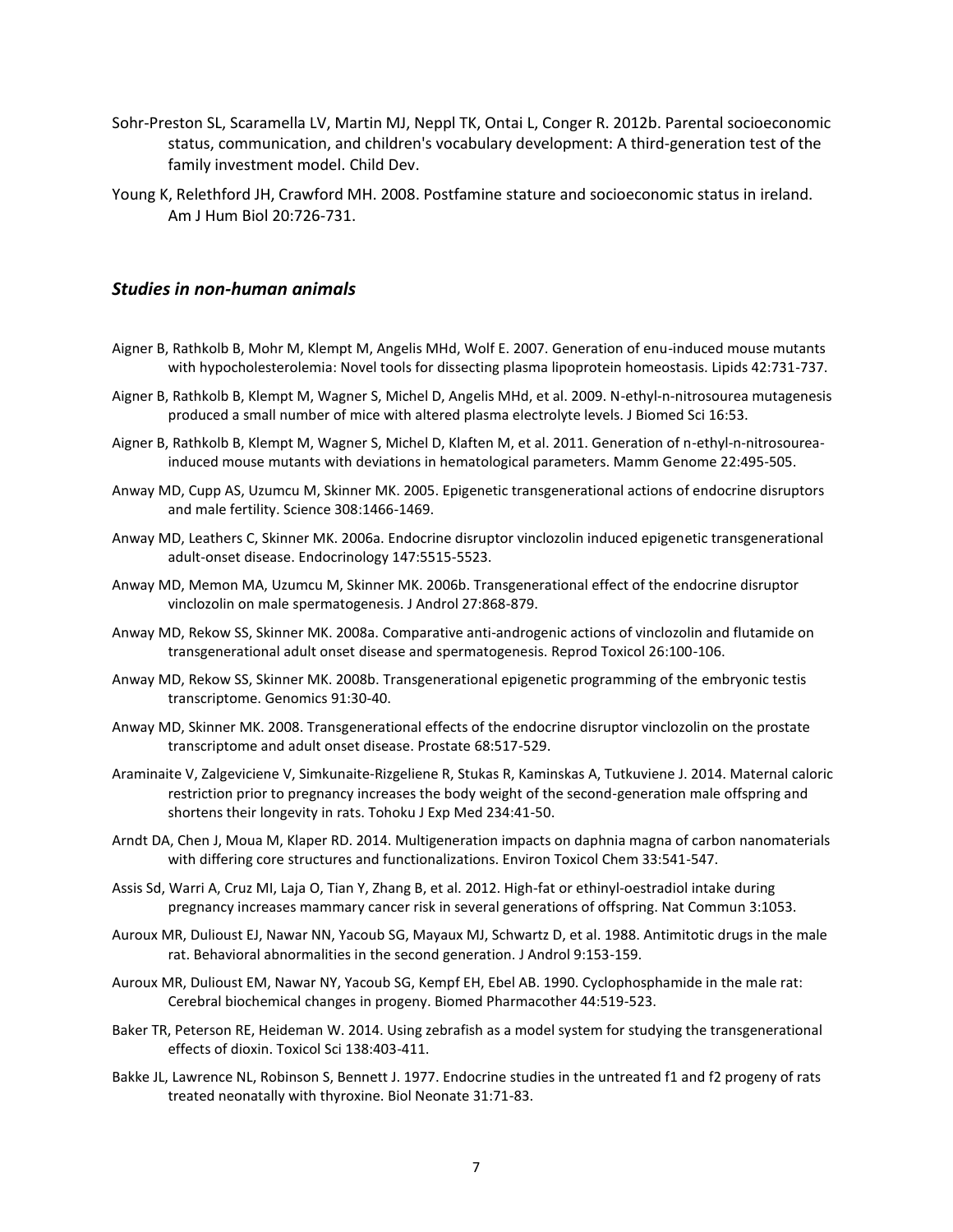Sohr-Preston SL, Scaramella LV, Martin MJ, Neppl TK, Ontai L, Conger R. 2012b. Parental socioeconomic status, communication, and children's vocabulary development: A third-generation test of the family investment model. Child Dev.

Young K, Relethford JH, Crawford MH. 2008. Postfamine stature and socioeconomic status in ireland. Am J Hum Biol 20:726-731.

### *Studies in non-human animals*

Aigner B, Rathkolb B, Mohr M, Klempt M, Angelis MHd, Wolf E. 2007. Generation of enu-induced mouse mutants with hypocholesterolemia: Novel tools for dissecting plasma lipoprotein homeostasis. Lipids 42:731-737.

Aigner B, Rathkolb B, Klempt M, Wagner S, Michel D, Angelis MHd, et al. 2009. N-ethyl-n-nitrosourea mutagenesis produced a small number of mice with altered plasma electrolyte levels. J Biomed Sci 16:53.

Aigner B, Rathkolb B, Klempt M, Wagner S, Michel D, Klaften M, et al. 2011. Generation of n-ethyl-n-nitrosourea-induced mouse mutants with deviations in hematological parameters. Mamm Genome 22:495-505.

Anway MD, Cupp AS, Uzumcu M, Skinner MK. 2005. Epigenetic transgenerational actions of endocrine disruptors and male fertility. Science 308:1466-1469.

Anway MD, Leathers C, Skinner MK. 2006a. Endocrine disruptor vinclozolin induced epigenetic transgenerational adult-onset disease. Endocrinology 147:5515-5523.

Anway MD, Memon MA, Uzumcu M, Skinner MK. 2006b. Transgenerational effect of the endocrine disruptor vinclozolin on male spermatogenesis. J Androl 27:868-879.

Anway MD, Rekow SS, Skinner MK. 2008a. Comparative anti-androgenic actions of vinclozolin and flutamide on transgenerational adult onset disease and spermatogenesis. Reprod Toxicol 26:100-106.

Anway MD, Rekow SS, Skinner MK. 2008b. Transgenerational epigenetic programming of the embryonic testis transcriptome. Genomics 91:30-40.

Anway MD, Skinner MK. 2008. Transgenerational effects of the endocrine disruptor vinclozolin on the prostate transcriptome and adult onset disease. Prostate 68:517-529.

Araminaite V, Zalgeviciene V, Simkunaite-Rizgeliene R, Stukas R, Kaminskas A, Tutkuviene J. 2014. Maternal caloric restriction prior to pregnancy increases the body weight of the second-generation male offspring and shortens their longevity in rats. Tohoku J Exp Med 234:41-50.

Arndt DA, Chen J, Moua M, Klaper RD. 2014. Multigeneration impacts on daphnia magna of carbon nanomaterials with differing core structures and functionalizations. Environ Toxicol Chem 33:541-547.

Assis Sd, Warri A, Cruz MI, Laja O, Tian Y, Zhang B, et al. 2012. High-fat or ethinyl-oestradiol intake during pregnancy increases mammary cancer risk in several generations of offspring. Nat Commun 3:1053.

Auroux MR, Dulioust EJ, Nawar NN, Yacoub SG, Mayaux MJ, Schwartz D, et al. 1988. Antimitotic drugs in the male rat. Behavioral abnormalities in the second generation. J Androl 9:153-159.

Auroux MR, Dulioust EM, Nawar NY, Yacoub SG, Kempf EH, Ebel AB. 1990. Cyclophosphamide in the male rat: Cerebral biochemical changes in progeny. Biomed Pharmacother 44:519-523.

Baker TR, Peterson RE, Heideman W. 2014. Using zebrafish as a model system for studying the transgenerational effects of dioxin. Toxicol Sci 138:403-411.

Bakke JL, Lawrence NL, Robinson S, Bennett J. 1977. Endocrine studies in the untreated f1 and f2 progeny of rats treated neonatally with thyroxine. Biol Neonate 31:71-83.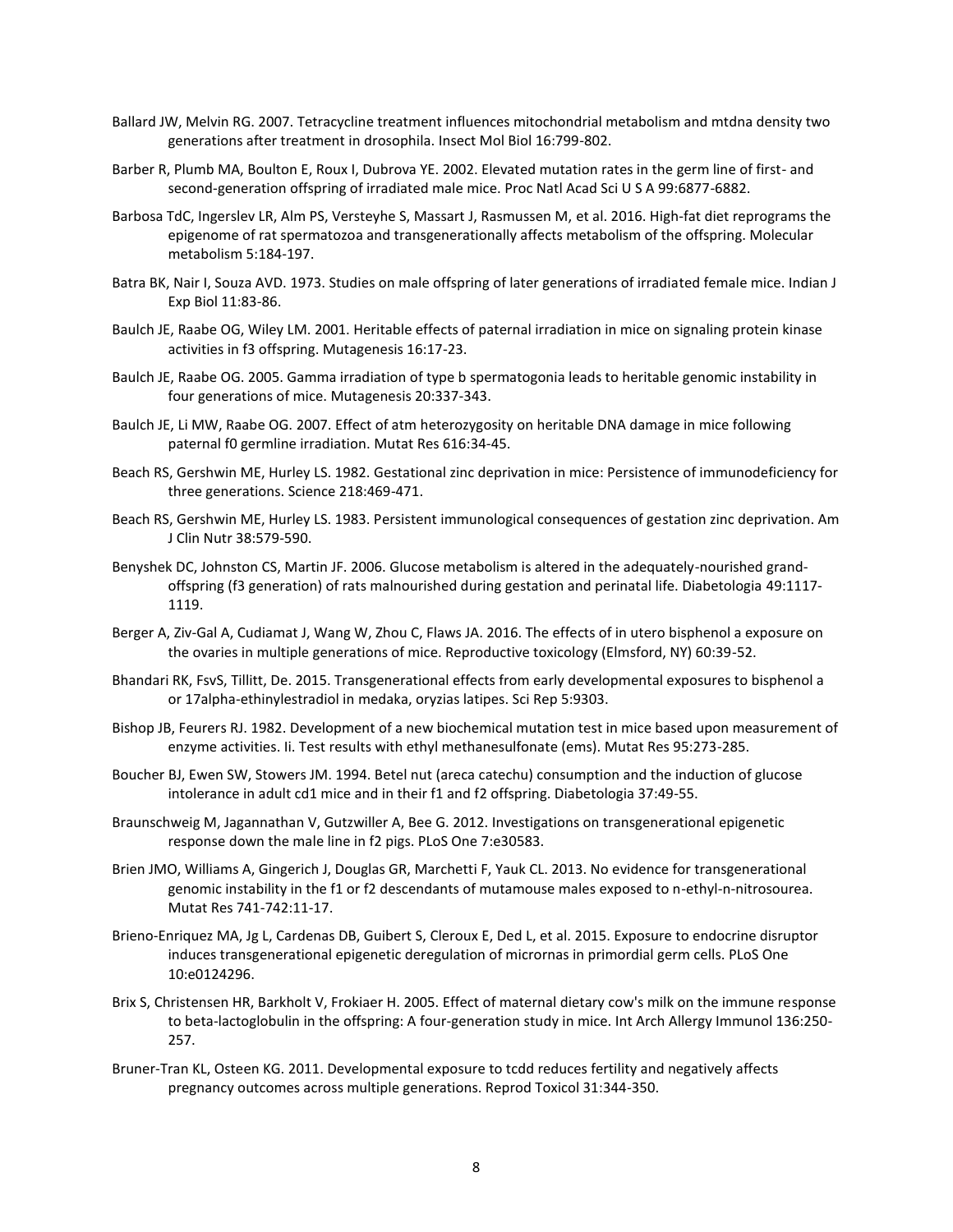Ballard JW, Melvin RG. 2007. Tetracycline treatment influences mitochondrial metabolism and mtdna density two generations after treatment in drosophila. Insect Mol Biol 16:799-802.

Barber R, Plumb MA, Boulton E, Roux I, Dubrova YE. 2002. Elevated mutation rates in the germ line of first- and second-generation offspring of irradiated male mice. Proc Natl Acad Sci U S A 99:6877-6882.

Barbosa TdC, Ingerslev LR, Alm PS, Versteyhe S, Massart J, Rasmussen M, et al. 2016. High-fat diet reprograms the epigenome of rat spermatozoa and transgenerationally affects metabolism of the offspring. Molecular metabolism 5:184-197.

Batra BK, Nair I, Souza AVD. 1973. Studies on male offspring of later generations of irradiated female mice. Indian J Exp Biol 11:83-86.

Baulch JE, Raabe OG, Wiley LM. 2001. Heritable effects of paternal irradiation in mice on signaling protein kinase activities in f3 offspring. Mutagenesis 16:17-23.

Baulch JE, Raabe OG. 2005. Gamma irradiation of type b spermatogonia leads to heritable genomic instability in four generations of mice. Mutagenesis 20:337-343.

Baulch JE, Li MW, Raabe OG. 2007. Effect of atm heterozygosity on heritable DNA damage in mice following paternal f0 germline irradiation. Mutat Res 616:34-45.

Beach RS, Gershwin ME, Hurley LS. 1982. Gestational zinc deprivation in mice: Persistence of immunodeficiency for three generations. Science 218:469-471.

Beach RS, Gershwin ME, Hurley LS. 1983. Persistent immunological consequences of gestation zinc deprivation. Am J Clin Nutr 38:579-590.

Benyshek DC, Johnston CS, Martin JF. 2006. Glucose metabolism is altered in the adequately-nourished grand-offspring (f3 generation) of rats malnourished during gestation and perinatal life. Diabetologia 49:1117-1119.

Berger A, Ziv-Gal A, Cudiamat J, Wang W, Zhou C, Flaws JA. 2016. The effects of in utero bisphenol a exposure on the ovaries in multiple generations of mice. Reproductive toxicology (Elmsford, NY) 60:39-52.

Bhandari RK, FsvS, Tillitt, De. 2015. Transgenerational effects from early developmental exposures to bisphenol a or 17alpha-ethinylestradiol in medaka, oryzias latipes. Sci Rep 5:9303.

Bishop JB, Feurers RJ. 1982. Development of a new biochemical mutation test in mice based upon measurement of enzyme activities. Ii. Test results with ethyl methanesulfonate (ems). Mutat Res 95:273-285.

Boucher BJ, Ewen SW, Stowers JM. 1994. Betel nut (areca catechu) consumption and the induction of glucose intolerance in adult cd1 mice and in their f1 and f2 offspring. Diabetologia 37:49-55.

Braunschweig M, Jagannathan V, Gutzwiller A, Bee G. 2012. Investigations on transgenerational epigenetic response down the male line in f2 pigs. PLoS One 7:e30583.

Brien JMO, Williams A, Gingerich J, Douglas GR, Marchetti F, Yauk CL. 2013. No evidence for transgenerational genomic instability in the f1 or f2 descendants of mutamouse males exposed to n-ethyl-n-nitrosourea. Mutat Res 741-742:11-17.

Brieno-Enriquez MA, Jg L, Cardenas DB, Guibert S, Cleroux E, Ded L, et al. 2015. Exposure to endocrine disruptor induces transgenerational epigenetic deregulation of micrornas in primordial germ cells. PLoS One 10:e0124296.

Brix S, Christensen HR, Barkholt V, Frokiaer H. 2005. Effect of maternal dietary cow's milk on the immune response to beta-lactoglobulin in the offspring: A four-generation study in mice. Int Arch Allergy Immunol 136:250-257.

Bruner-Tran KL, Osteen KG. 2011. Developmental exposure to tcdd reduces fertility and negatively affects pregnancy outcomes across multiple generations. Reprod Toxicol 31:344-350.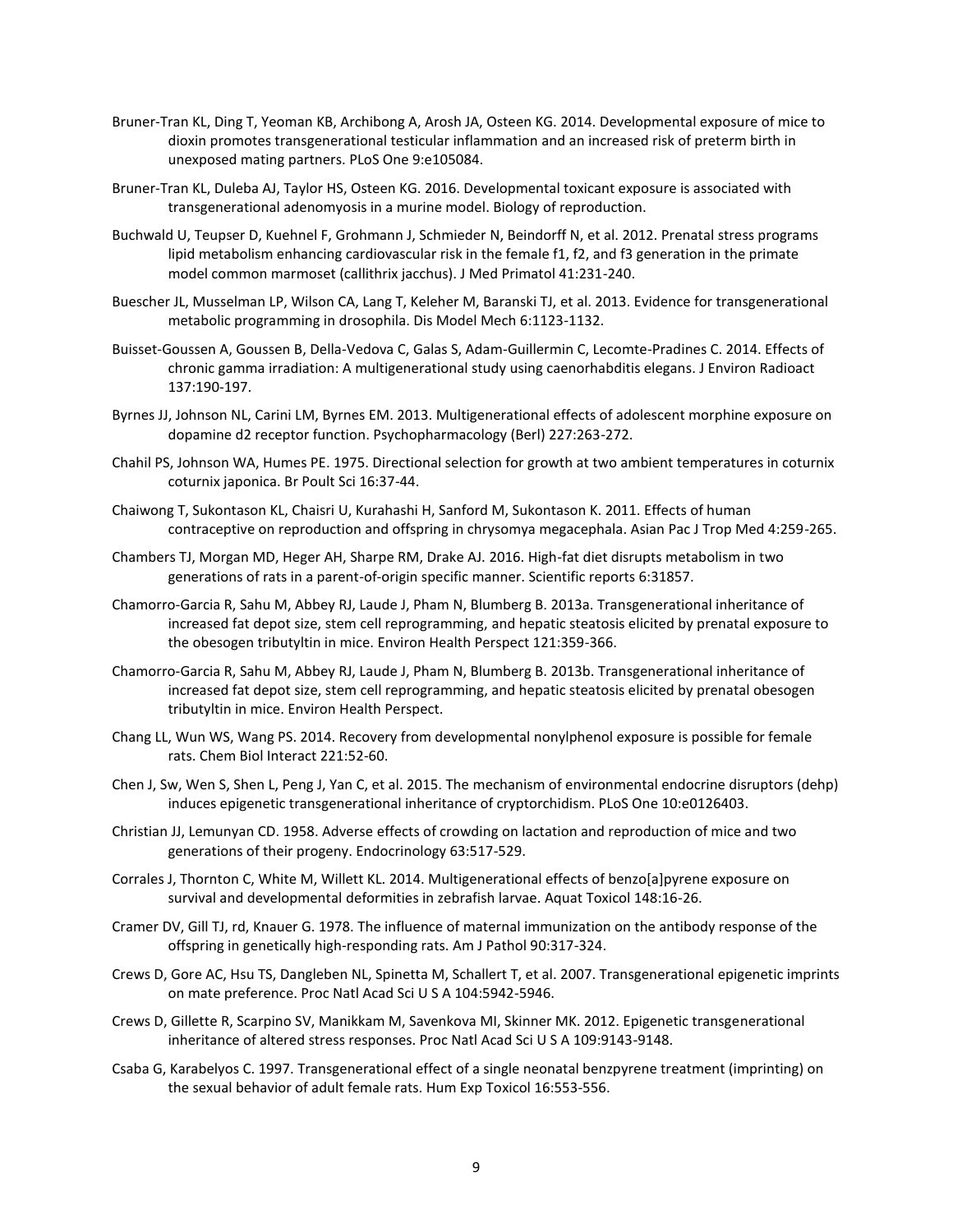Bruner-Tran KL, Ding T, Yeoman KB, Archibong A, Arosh JA, Osteen KG. 2014. Developmental exposure of mice to dioxin promotes transgenerational testicular inflammation and an increased risk of preterm birth in unexposed mating partners. PLoS One 9:e105084.

Bruner-Tran KL, Duleba AJ, Taylor HS, Osteen KG. 2016. Developmental toxicant exposure is associated with transgenerational adenomyosis in a murine model. Biology of reproduction.

Buchwald U, Teupser D, Kuehnel F, Grohmann J, Schmieder N, Beindorff N, et al. 2012. Prenatal stress programs lipid metabolism enhancing cardiovascular risk in the female f1, f2, and f3 generation in the primate model common marmoset (callithrix jacchus). J Med Primatol 41:231-240.

Buescher JL, Musselman LP, Wilson CA, Lang T, Keleher M, Baranski TJ, et al. 2013. Evidence for transgenerational metabolic programming in drosophila. Dis Model Mech 6:1123-1132.

Buisset-Goussen A, Goussen B, Della-Vedova C, Galas S, Adam-Guillermin C, Lecomte-Pradines C. 2014. Effects of chronic gamma irradiation: A multigenerational study using caenorhabditis elegans. J Environ Radioact 137:190-197.

Byrnes JJ, Johnson NL, Carini LM, Byrnes EM. 2013. Multigenerational effects of adolescent morphine exposure on dopamine d2 receptor function. Psychopharmacology (Berl) 227:263-272.

Chahil PS, Johnson WA, Humes PE. 1975. Directional selection for growth at two ambient temperatures in coturnix coturnix japonica. Br Poult Sci 16:37-44.

Chaiwong T, Sukontason KL, Chaisri U, Kurahashi H, Sanford M, Sukontason K. 2011. Effects of human contraceptive on reproduction and offspring in chrysomya megacephala. Asian Pac J Trop Med 4:259-265.

Chambers TJ, Morgan MD, Heger AH, Sharpe RM, Drake AJ. 2016. High-fat diet disrupts metabolism in two generations of rats in a parent-of-origin specific manner. Scientific reports 6:31857.

Chamorro-Garcia R, Sahu M, Abbey RJ, Laude J, Pham N, Blumberg B. 2013a. Transgenerational inheritance of increased fat depot size, stem cell reprogramming, and hepatic steatosis elicited by prenatal exposure to the obesogen tributyltin in mice. Environ Health Perspect 121:359-366.

Chamorro-Garcia R, Sahu M, Abbey RJ, Laude J, Pham N, Blumberg B. 2013b. Transgenerational inheritance of increased fat depot size, stem cell reprogramming, and hepatic steatosis elicited by prenatal obesogen tributyltin in mice. Environ Health Perspect.

Chang LL, Wun WS, Wang PS. 2014. Recovery from developmental nonylphenol exposure is possible for female rats. Chem Biol Interact 221:52-60.

Chen J, Sw, Wen S, Shen L, Peng J, Yan C, et al. 2015. The mechanism of environmental endocrine disruptors (dehp) induces epigenetic transgenerational inheritance of cryptorchidism. PLoS One 10:e0126403.

Christian JJ, Lemunyan CD. 1958. Adverse effects of crowding on lactation and reproduction of mice and two generations of their progeny. Endocrinology 63:517-529.

Corrales J, Thornton C, White M, Willett KL. 2014. Multigenerational effects of benzo[a]pyrene exposure on survival and developmental deformities in zebrafish larvae. Aquat Toxicol 148:16-26.

Cramer DV, Gill TJ, rd, Knauer G. 1978. The influence of maternal immunization on the antibody response of the offspring in genetically high-responding rats. Am J Pathol 90:317-324.

Crews D, Gore AC, Hsu TS, Dangleben NL, Spinetta M, Schallert T, et al. 2007. Transgenerational epigenetic imprints on mate preference. Proc Natl Acad Sci U S A 104:5942-5946.

Crews D, Gillette R, Scarpino SV, Manikkam M, Savenkova MI, Skinner MK. 2012. Epigenetic transgenerational inheritance of altered stress responses. Proc Natl Acad Sci U S A 109:9143-9148.

Csaba G, Karabelyos C. 1997. Transgenerational effect of a single neonatal benzpyrene treatment (imprinting) on the sexual behavior of adult female rats. Hum Exp Toxicol 16:553-556.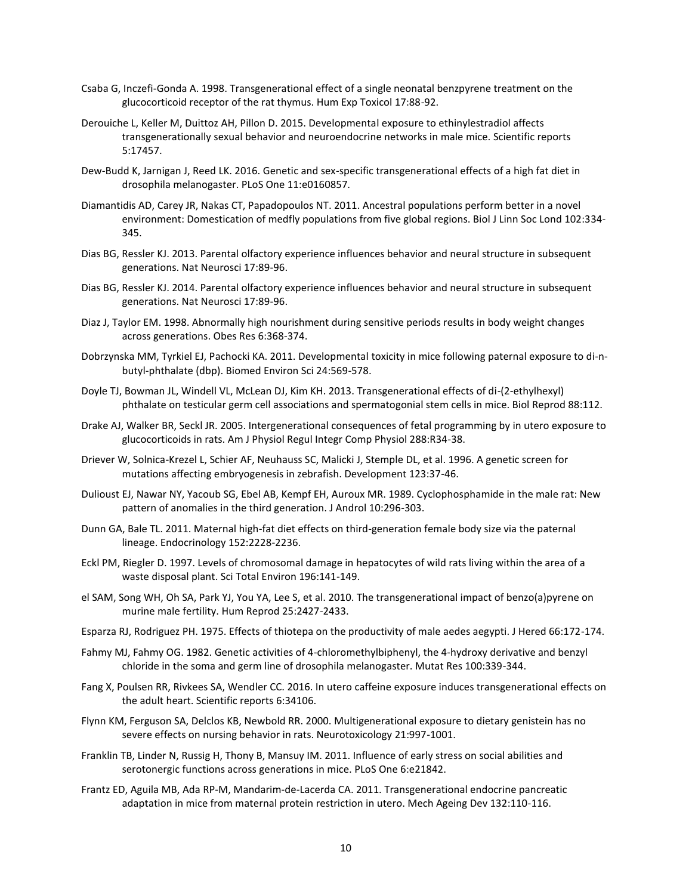Csaba G, Inczefi-Gonda A. 1998. Transgenerational effect of a single neonatal benzpyrene treatment on the glucocorticoid receptor of the rat thymus. Hum Exp Toxicol 17:88-92.

Derouiche L, Keller M, Duittoz AH, Pillon D. 2015. Developmental exposure to ethinylestradiol affects transgenerationally sexual behavior and neuroendocrine networks in male mice. Scientific reports 5:17457.

Dew-Budd K, Jarnigan J, Reed LK. 2016. Genetic and sex-specific transgenerational effects of a high fat diet in drosophila melanogaster. PLoS One 11:e0160857.

Diamantidis AD, Carey JR, Nakas CT, Papadopoulos NT. 2011. Ancestral populations perform better in a novel environment: Domestication of medfly populations from five global regions. Biol J Linn Soc Lond 102:334-345.

Dias BG, Ressler KJ. 2013. Parental olfactory experience influences behavior and neural structure in subsequent generations. Nat Neurosci 17:89-96.

Dias BG, Ressler KJ. 2014. Parental olfactory experience influences behavior and neural structure in subsequent generations. Nat Neurosci 17:89-96.

Diaz J, Taylor EM. 1998. Abnormally high nourishment during sensitive periods results in body weight changes across generations. Obes Res 6:368-374.

Dobrzynska MM, Tyrkiel EJ, Pachocki KA. 2011. Developmental toxicity in mice following paternal exposure to di-n-butyl-phthalate (dbp). Biomed Environ Sci 24:569-578.

Doyle TJ, Bowman JL, Windell VL, McLean DJ, Kim KH. 2013. Transgenerational effects of di-(2-ethylhexyl) phthalate on testicular germ cell associations and spermatogonial stem cells in mice. Biol Reprod 88:112.

Drake AJ, Walker BR, Seckl JR. 2005. Intergenerational consequences of fetal programming by in utero exposure to glucocorticoids in rats. Am J Physiol Regul Integr Comp Physiol 288:R34-38.

Driever W, Solnica-Krezel L, Schier AF, Neuhauss SC, Malicki J, Stemple DL, et al. 1996. A genetic screen for mutations affecting embryogenesis in zebrafish. Development 123:37-46.

Dulioust EJ, Nawar NY, Yacoub SG, Ebel AB, Kempf EH, Auroux MR. 1989. Cyclophosphamide in the male rat: New pattern of anomalies in the third generation. J Androl 10:296-303.

Dunn GA, Bale TL. 2011. Maternal high-fat diet effects on third-generation female body size via the paternal lineage. Endocrinology 152:2228-2236.

Eckl PM, Riegler D. 1997. Levels of chromosomal damage in hepatocytes of wild rats living within the area of a waste disposal plant. Sci Total Environ 196:141-149.

el SAM, Song WH, Oh SA, Park YJ, You YA, Lee S, et al. 2010. The transgenerational impact of benzo(a)pyrene on murine male fertility. Hum Reprod 25:2427-2433.

Esparza RJ, Rodriguez PH. 1975. Effects of thiotepa on the productivity of male aedes aegypti. J Hered 66:172-174.

Fahmy MJ, Fahmy OG. 1982. Genetic activities of 4-chloromethylbiphenyl, the 4-hydroxy derivative and benzyl chloride in the soma and germ line of drosophila melanogaster. Mutat Res 100:339-344.

Fang X, Poulsen RR, Rivkees SA, Wendler CC. 2016. In utero caffeine exposure induces transgenerational effects on the adult heart. Scientific reports 6:34106.

Flynn KM, Ferguson SA, Delclos KB, Newbold RR. 2000. Multigenerational exposure to dietary genistein has no severe effects on nursing behavior in rats. Neurotoxicology 21:997-1001.

Franklin TB, Linder N, Russig H, Thony B, Mansuy IM. 2011. Influence of early stress on social abilities and serotonergic functions across generations in mice. PLoS One 6:e21842.

Frantz ED, Aguila MB, Ada RP-M, Mandarim-de-Lacerda CA. 2011. Transgenerational endocrine pancreatic adaptation in mice from maternal protein restriction in utero. Mech Ageing Dev 132:110-116.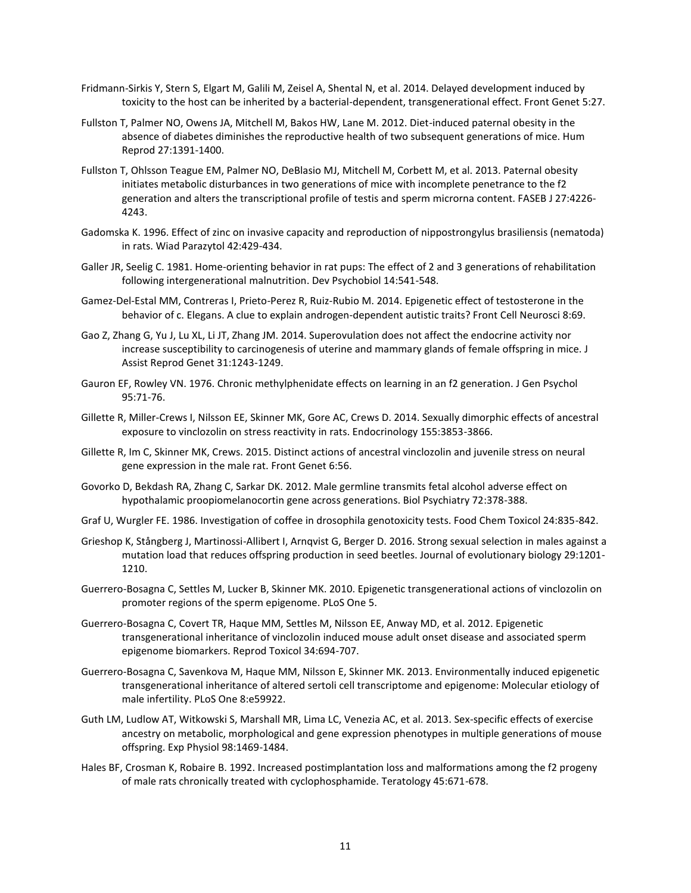Fridmann-Sirkis Y, Stern S, Elgart M, Galili M, Zeisel A, Shental N, et al. 2014. Delayed development induced by toxicity to the host can be inherited by a bacterial-dependent, transgenerational effect. Front Genet 5:27.

Fullston T, Palmer NO, Owens JA, Mitchell M, Bakos HW, Lane M. 2012. Diet-induced paternal obesity in the absence of diabetes diminishes the reproductive health of two subsequent generations of mice. Hum Reprod 27:1391-1400.

Fullston T, Ohlsson Teague EM, Palmer NO, DeBlasio MJ, Mitchell M, Corbett M, et al. 2013. Paternal obesity initiates metabolic disturbances in two generations of mice with incomplete penetrance to the f2 generation and alters the transcriptional profile of testis and sperm microrna content. FASEB J 27:4226-4243.

Gadomska K. 1996. Effect of zinc on invasive capacity and reproduction of nippostrongylus brasiliensis (nematoda) in rats. Wiad Parazytol 42:429-434.

Galler JR, Seelig C. 1981. Home-orienting behavior in rat pups: The effect of 2 and 3 generations of rehabilitation following intergenerational malnutrition. Dev Psychobiol 14:541-548.

Gamez-Del-Estal MM, Contreras I, Prieto-Perez R, Ruiz-Rubio M. 2014. Epigenetic effect of testosterone in the behavior of c. Elegans. A clue to explain androgen-dependent autistic traits? Front Cell Neurosci 8:69.

Gao Z, Zhang G, Yu J, Lu XL, Li JT, Zhang JM. 2014. Superovulation does not affect the endocrine activity nor increase susceptibility to carcinogenesis of uterine and mammary glands of female offspring in mice. J Assist Reprod Genet 31:1243-1249.

Gauron EF, Rowley VN. 1976. Chronic methylphenidate effects on learning in an f2 generation. J Gen Psychol 95:71-76.

Gillette R, Miller-Crews I, Nilsson EE, Skinner MK, Gore AC, Crews D. 2014. Sexually dimorphic effects of ancestral exposure to vinclozolin on stress reactivity in rats. Endocrinology 155:3853-3866.

Gillette R, Im C, Skinner MK, Crews. 2015. Distinct actions of ancestral vinclozolin and juvenile stress on neural gene expression in the male rat. Front Genet 6:56.

Govorko D, Bekdash RA, Zhang C, Sarkar DK. 2012. Male germline transmits fetal alcohol adverse effect on hypothalamic proopiomelanocortin gene across generations. Biol Psychiatry 72:378-388.

Graf U, Wurgler FE. 1986. Investigation of coffee in drosophila genotoxicity tests. Food Chem Toxicol 24:835-842.

Grieshop K, Stångberg J, Martinossi-Allibert I, Arnqvist G, Berger D. 2016. Strong sexual selection in males against a mutation load that reduces offspring production in seed beetles. Journal of evolutionary biology 29:1201-1210.

Guerrero-Bosagna C, Settles M, Lucker B, Skinner MK. 2010. Epigenetic transgenerational actions of vinclozolin on promoter regions of the sperm epigenome. PLoS One 5.

Guerrero-Bosagna C, Covert TR, Haque MM, Settles M, Nilsson EE, Anway MD, et al. 2012. Epigenetic transgenerational inheritance of vinclozolin induced mouse adult onset disease and associated sperm epigenome biomarkers. Reprod Toxicol 34:694-707.

Guerrero-Bosagna C, Savenkova M, Haque MM, Nilsson E, Skinner MK. 2013. Environmentally induced epigenetic transgenerational inheritance of altered sertoli cell transcriptome and epigenome: Molecular etiology of male infertility. PLoS One 8:e59922.

Guth LM, Ludlow AT, Witkowski S, Marshall MR, Lima LC, Venezia AC, et al. 2013. Sex-specific effects of exercise ancestry on metabolic, morphological and gene expression phenotypes in multiple generations of mouse offspring. Exp Physiol 98:1469-1484.

Hales BF, Crosman K, Robaire B. 1992. Increased postimplantation loss and malformations among the f2 progeny of male rats chronically treated with cyclophosphamide. Teratology 45:671-678.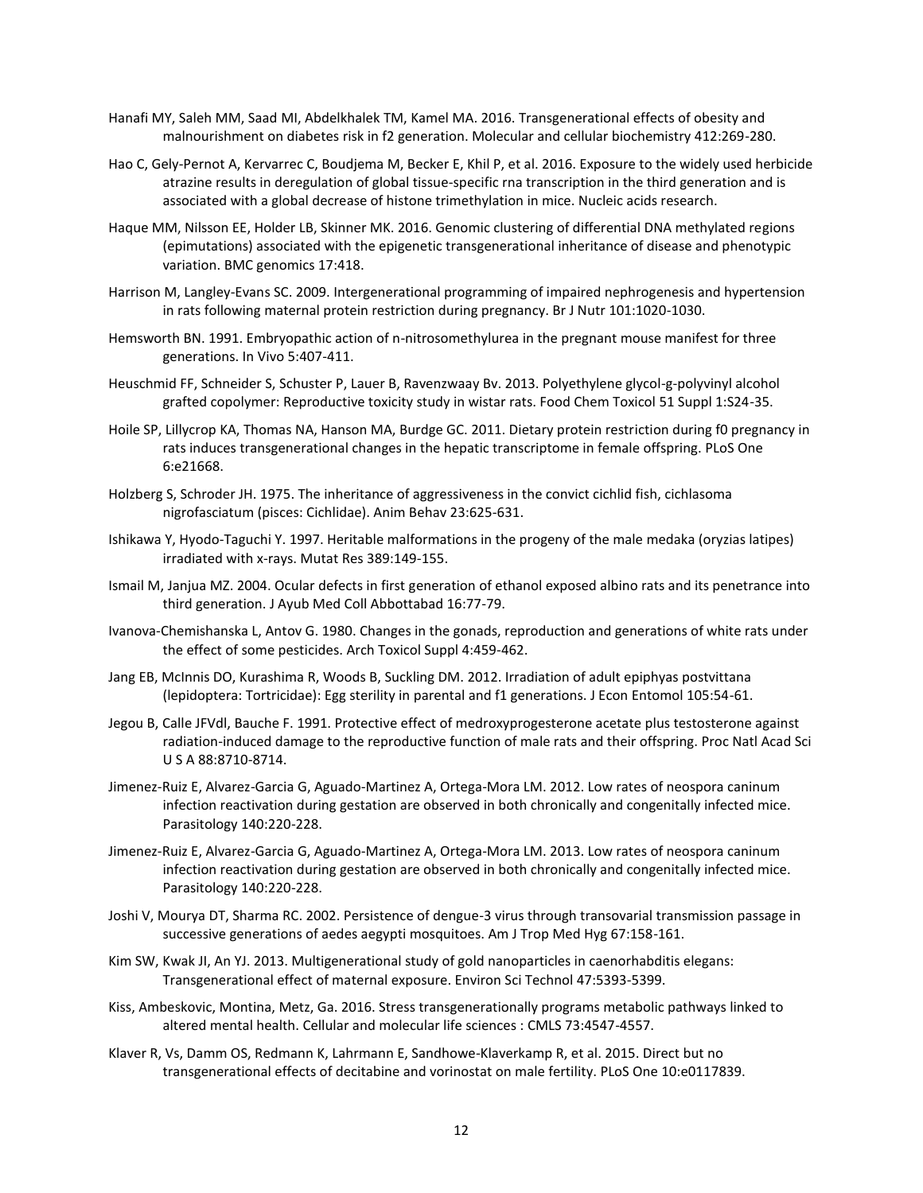Hanafi MY, Saleh MM, Saad MI, Abdelkhalek TM, Kamel MA. 2016. Transgenerational effects of obesity and malnourishment on diabetes risk in f2 generation. Molecular and cellular biochemistry 412:269-280.

Hao C, Gely-Pernot A, Kervarrec C, Boudjema M, Becker E, Khil P, et al. 2016. Exposure to the widely used herbicide atrazine results in deregulation of global tissue-specific rna transcription in the third generation and is associated with a global decrease of histone trimethylation in mice. Nucleic acids research.

Haque MM, Nilsson EE, Holder LB, Skinner MK. 2016. Genomic clustering of differential DNA methylated regions (epimutations) associated with the epigenetic transgenerational inheritance of disease and phenotypic variation. BMC genomics 17:418.

Harrison M, Langley-Evans SC. 2009. Intergenerational programming of impaired nephrogenesis and hypertension in rats following maternal protein restriction during pregnancy. Br J Nutr 101:1020-1030.

Hemsworth BN. 1991. Embryopathic action of n-nitrosomethylurea in the pregnant mouse manifest for three generations. In Vivo 5:407-411.

Heuschmid FF, Schneider S, Schuster P, Lauer B, Ravenzwaay Bv. 2013. Polyethylene glycol-g-polyvinyl alcohol grafted copolymer: Reproductive toxicity study in wistar rats. Food Chem Toxicol 51 Suppl 1:S24-35.

Hoile SP, Lillycrop KA, Thomas NA, Hanson MA, Burdge GC. 2011. Dietary protein restriction during f0 pregnancy in rats induces transgenerational changes in the hepatic transcriptome in female offspring. PLoS One 6:e21668.

Holzberg S, Schroder JH. 1975. The inheritance of aggressiveness in the convict cichlid fish, cichlasoma nigrofasciatum (pisces: Cichlidae). Anim Behav 23:625-631.

Ishikawa Y, Hyodo-Taguchi Y. 1997. Heritable malformations in the progeny of the male medaka (oryzias latipes) irradiated with x-rays. Mutat Res 389:149-155.

Ismail M, Janjua MZ. 2004. Ocular defects in first generation of ethanol exposed albino rats and its penetrance into third generation. J Ayub Med Coll Abbottabad 16:77-79.

Ivanova-Chemishanska L, Antov G. 1980. Changes in the gonads, reproduction and generations of white rats under the effect of some pesticides. Arch Toxicol Suppl 4:459-462.

Jang EB, McInnis DO, Kurashima R, Woods B, Suckling DM. 2012. Irradiation of adult epiphyas postvittana (lepidoptera: Tortricidae): Egg sterility in parental and f1 generations. J Econ Entomol 105:54-61.

Jegou B, Calle JFVdl, Bauche F. 1991. Protective effect of medroxyprogesterone acetate plus testosterone against radiation-induced damage to the reproductive function of male rats and their offspring. Proc Natl Acad Sci U S A 88:8710-8714.

Jimenez-Ruiz E, Alvarez-Garcia G, Aguado-Martinez A, Ortega-Mora LM. 2012. Low rates of neospora caninum infection reactivation during gestation are observed in both chronically and congenitally infected mice. Parasitology 140:220-228.

Jimenez-Ruiz E, Alvarez-Garcia G, Aguado-Martinez A, Ortega-Mora LM. 2013. Low rates of neospora caninum infection reactivation during gestation are observed in both chronically and congenitally infected mice. Parasitology 140:220-228.

Joshi V, Mourya DT, Sharma RC. 2002. Persistence of dengue-3 virus through transovarial transmission passage in successive generations of aedes aegypti mosquitoes. Am J Trop Med Hyg 67:158-161.

Kim SW, Kwak JI, An YJ. 2013. Multigenerational study of gold nanoparticles in caenorhabditis elegans: Transgenerational effect of maternal exposure. Environ Sci Technol 47:5393-5399.

Kiss, Ambeskovic, Montina, Metz, Ga. 2016. Stress transgenerationally programs metabolic pathways linked to altered mental health. Cellular and molecular life sciences : CMLS 73:4547-4557.

Klaver R, Vs, Damm OS, Redmann K, Lahrmann E, Sandhowe-Klaverkamp R, et al. 2015. Direct but no transgenerational effects of decitabine and vorinostat on male fertility. PLoS One 10:e0117839.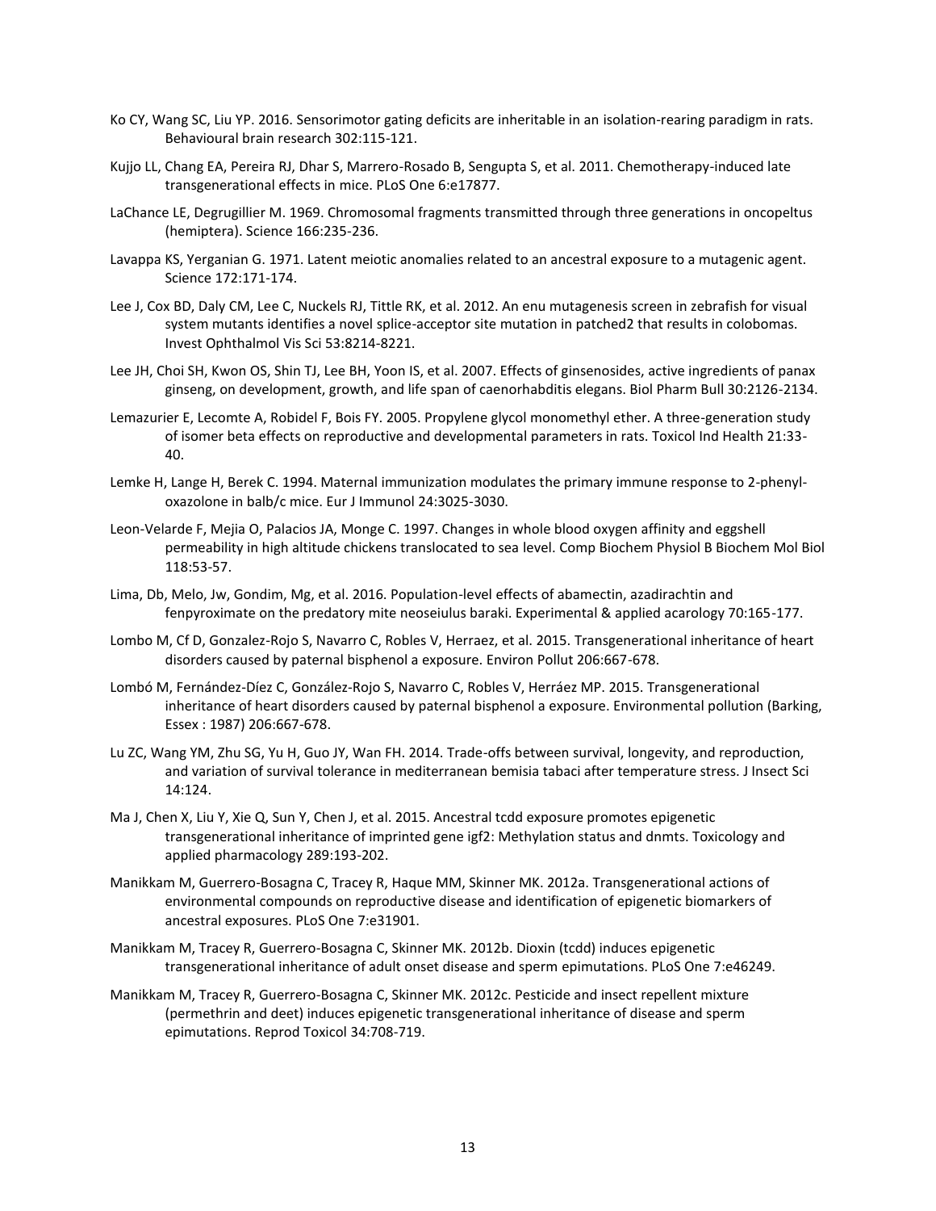Ko CY, Wang SC, Liu YP. 2016. Sensorimotor gating deficits are inheritable in an isolation-rearing paradigm in rats. Behavioural brain research 302:115-121.

Kujjo LL, Chang EA, Pereira RJ, Dhar S, Marrero-Rosado B, Sengupta S, et al. 2011. Chemotherapy-induced late transgenerational effects in mice. PLoS One 6:e17877.

LaChance LE, Degrugillier M. 1969. Chromosomal fragments transmitted through three generations in oncopeltus (hemiptera). Science 166:235-236.

Lavappa KS, Yerganian G. 1971. Latent meiotic anomalies related to an ancestral exposure to a mutagenic agent. Science 172:171-174.

Lee J, Cox BD, Daly CM, Lee C, Nuckels RJ, Tittle RK, et al. 2012. An enu mutagenesis screen in zebrafish for visual system mutants identifies a novel splice-acceptor site mutation in patched2 that results in colobomas. Invest Ophthalmol Vis Sci 53:8214-8221.

Lee JH, Choi SH, Kwon OS, Shin TJ, Lee BH, Yoon IS, et al. 2007. Effects of ginsenosides, active ingredients of panax ginseng, on development, growth, and life span of caenorhabditis elegans. Biol Pharm Bull 30:2126-2134.

Lemazurier E, Lecomte A, Robidel F, Bois FY. 2005. Propylene glycol monomethyl ether. A three-generation study of isomer beta effects on reproductive and developmental parameters in rats. Toxicol Ind Health 21:33-40.

Lemke H, Lange H, Berek C. 1994. Maternal immunization modulates the primary immune response to 2-phenyl-oxazolone in balb/c mice. Eur J Immunol 24:3025-3030.

Leon-Velarde F, Mejia O, Palacios JA, Monge C. 1997. Changes in whole blood oxygen affinity and eggshell permeability in high altitude chickens translocated to sea level. Comp Biochem Physiol B Biochem Mol Biol 118:53-57.

Lima, Db, Melo, Jw, Gondim, Mg, et al. 2016. Population-level effects of abamectin, azadirachtin and fenpyroximate on the predatory mite neoseiulus baraki. Experimental & applied acarology 70:165-177.

Lombo M, Cf D, Gonzalez-Rojo S, Navarro C, Robles V, Herraez, et al. 2015. Transgenerational inheritance of heart disorders caused by paternal bisphenol a exposure. Environ Pollut 206:667-678.

Lombó M, Fernández-Díez C, González-Rojo S, Navarro C, Robles V, Herráez MP. 2015. Transgenerational inheritance of heart disorders caused by paternal bisphenol a exposure. Environmental pollution (Barking, Essex : 1987) 206:667-678.

Lu ZC, Wang YM, Zhu SG, Yu H, Guo JY, Wan FH. 2014. Trade-offs between survival, longevity, and reproduction, and variation of survival tolerance in mediterranean bemisia tabaci after temperature stress. J Insect Sci 14:124.

Ma J, Chen X, Liu Y, Xie Q, Sun Y, Chen J, et al. 2015. Ancestral tcdd exposure promotes epigenetic transgenerational inheritance of imprinted gene igf2: Methylation status and dnmts. Toxicology and applied pharmacology 289:193-202.

Manikkam M, Guerrero-Bosagna C, Tracey R, Haque MM, Skinner MK. 2012a. Transgenerational actions of environmental compounds on reproductive disease and identification of epigenetic biomarkers of ancestral exposures. PLoS One 7:e31901.

Manikkam M, Tracey R, Guerrero-Bosagna C, Skinner MK. 2012b. Dioxin (tcdd) induces epigenetic transgenerational inheritance of adult onset disease and sperm epimutations. PLoS One 7:e46249.

Manikkam M, Tracey R, Guerrero-Bosagna C, Skinner MK. 2012c. Pesticide and insect repellent mixture (permethrin and deet) induces epigenetic transgenerational inheritance of disease and sperm epimutations. Reprod Toxicol 34:708-719.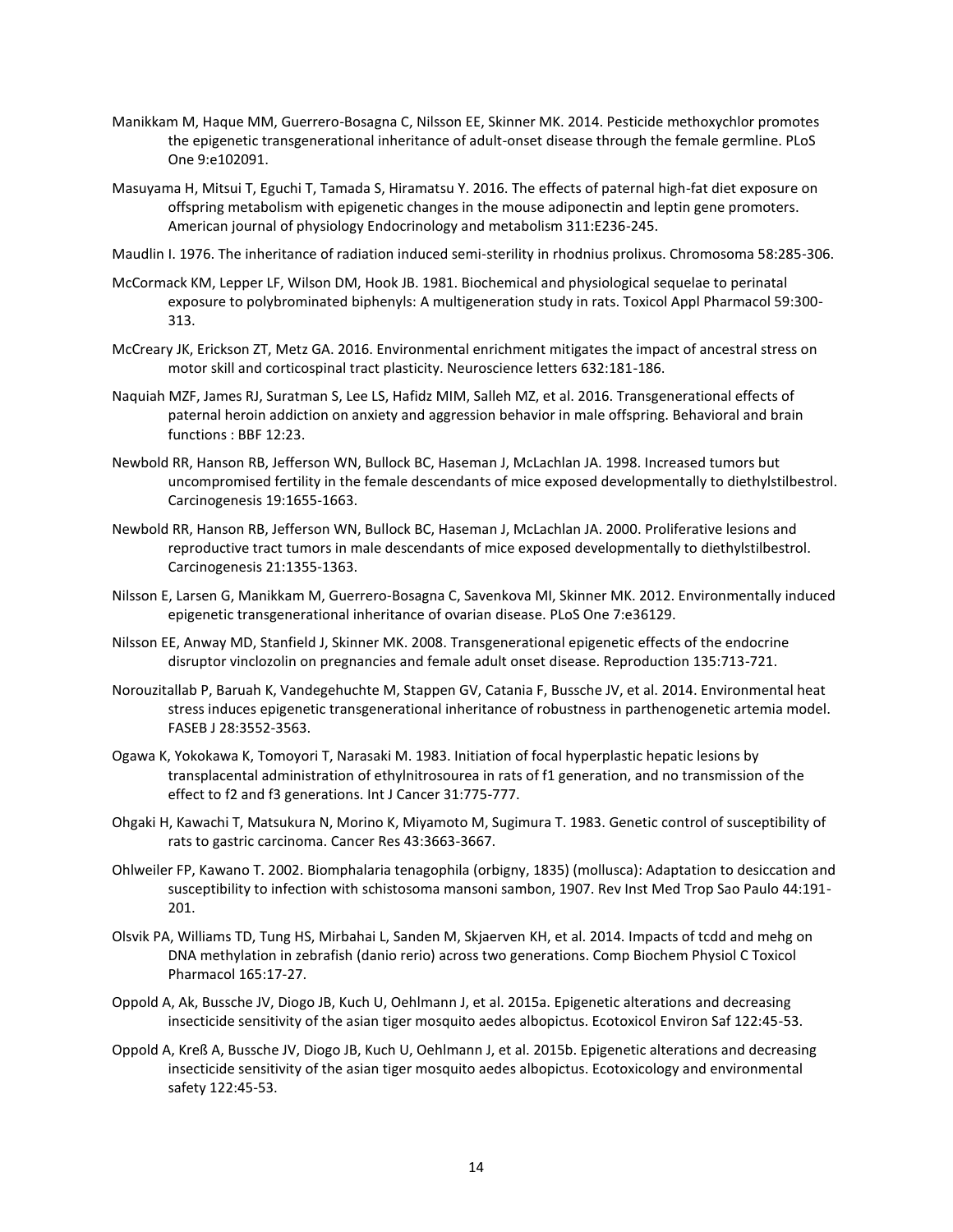Manikkam M, Haque MM, Guerrero-Bosagna C, Nilsson EE, Skinner MK. 2014. Pesticide methoxychlor promotes the epigenetic transgenerational inheritance of adult-onset disease through the female germline. PLoS One 9:e102091.

Masuyama H, Mitsui T, Eguchi T, Tamada S, Hiramatsu Y. 2016. The effects of paternal high-fat diet exposure on offspring metabolism with epigenetic changes in the mouse adiponectin and leptin gene promoters. American journal of physiology Endocrinology and metabolism 311:E236-245.

Maudlin I. 1976. The inheritance of radiation induced semi-sterility in rhodnius prolixus. Chromosoma 58:285-306.

McCormack KM, Lepper LF, Wilson DM, Hook JB. 1981. Biochemical and physiological sequelae to perinatal exposure to polybrominated biphenyls: A multigeneration study in rats. Toxicol Appl Pharmacol 59:300-313.

McCreary JK, Erickson ZT, Metz GA. 2016. Environmental enrichment mitigates the impact of ancestral stress on motor skill and corticospinal tract plasticity. Neuroscience letters 632:181-186.

Naquiah MZF, James RJ, Suratman S, Lee LS, Hafidz MIM, Salleh MZ, et al. 2016. Transgenerational effects of paternal heroin addiction on anxiety and aggression behavior in male offspring. Behavioral and brain functions : BBF 12:23.

Newbold RR, Hanson RB, Jefferson WN, Bullock BC, Haseman J, McLachlan JA. 1998. Increased tumors but uncompromised fertility in the female descendants of mice exposed developmentally to diethylstilbestrol. Carcinogenesis 19:1655-1663.

Newbold RR, Hanson RB, Jefferson WN, Bullock BC, Haseman J, McLachlan JA. 2000. Proliferative lesions and reproductive tract tumors in male descendants of mice exposed developmentally to diethylstilbestrol. Carcinogenesis 21:1355-1363.

Nilsson E, Larsen G, Manikkam M, Guerrero-Bosagna C, Savenkova MI, Skinner MK. 2012. Environmentally induced epigenetic transgenerational inheritance of ovarian disease. PLoS One 7:e36129.

Nilsson EE, Anway MD, Stanfield J, Skinner MK. 2008. Transgenerational epigenetic effects of the endocrine disruptor vinclozolin on pregnancies and female adult onset disease. Reproduction 135:713-721.

Norouzitallab P, Baruah K, Vandegehuchte M, Stappen GV, Catania F, Bussche JV, et al. 2014. Environmental heat stress induces epigenetic transgenerational inheritance of robustness in parthenogenetic artemia model. FASEB J 28:3552-3563.

Ogawa K, Yokokawa K, Tomoyori T, Narasaki M. 1983. Initiation of focal hyperplastic hepatic lesions by transplacental administration of ethylnitrosourea in rats of f1 generation, and no transmission of the effect to f2 and f3 generations. Int J Cancer 31:775-777.

Ohgaki H, Kawachi T, Matsukura N, Morino K, Miyamoto M, Sugimura T. 1983. Genetic control of susceptibility of rats to gastric carcinoma. Cancer Res 43:3663-3667.

Ohlweiler FP, Kawano T. 2002. Biomphalaria tenagophila (orbigny, 1835) (mollusca): Adaptation to desiccation and susceptibility to infection with schistosoma mansoni sambon, 1907. Rev Inst Med Trop Sao Paulo 44:191-201.

Olsvik PA, Williams TD, Tung HS, Mirbahai L, Sanden M, Skjaerven KH, et al. 2014. Impacts of tcdd and mehg on DNA methylation in zebrafish (danio rerio) across two generations. Comp Biochem Physiol C Toxicol Pharmacol 165:17-27.

Oppold A, Ak, Bussche JV, Diogo JB, Kuch U, Oehlmann J, et al. 2015a. Epigenetic alterations and decreasing insecticide sensitivity of the asian tiger mosquito aedes albopictus. Ecotoxicol Environ Saf 122:45-53.

Oppold A, Kreß A, Bussche JV, Diogo JB, Kuch U, Oehlmann J, et al. 2015b. Epigenetic alterations and decreasing insecticide sensitivity of the asian tiger mosquito aedes albopictus. Ecotoxicology and environmental safety 122:45-53.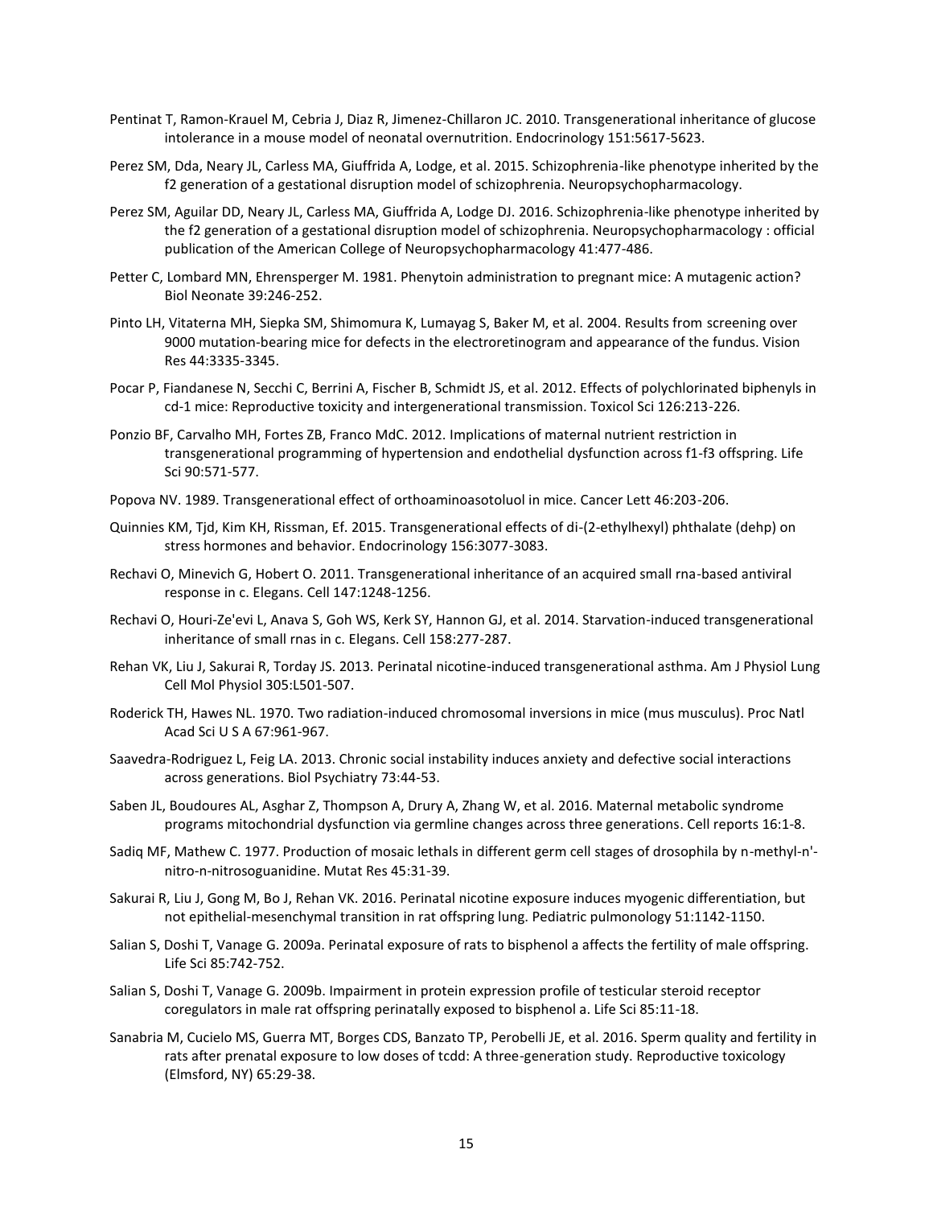Pentinat T, Ramon-Krauel M, Cebria J, Diaz R, Jimenez-Chillaron JC. 2010. Transgenerational inheritance of glucose intolerance in a mouse model of neonatal overnutrition. Endocrinology 151:5617-5623.

Perez SM, Dda, Neary JL, Carless MA, Giuffrida A, Lodge, et al. 2015. Schizophrenia-like phenotype inherited by the f2 generation of a gestational disruption model of schizophrenia. Neuropsychopharmacology.

Perez SM, Aguilar DD, Neary JL, Carless MA, Giuffrida A, Lodge DJ. 2016. Schizophrenia-like phenotype inherited by the f2 generation of a gestational disruption model of schizophrenia. Neuropsychopharmacology : official publication of the American College of Neuropsychopharmacology 41:477-486.

Petter C, Lombard MN, Ehrensperger M. 1981. Phenytoin administration to pregnant mice: A mutagenic action? Biol Neonate 39:246-252.

Pinto LH, Vitaterna MH, Siepka SM, Shimomura K, Lumayag S, Baker M, et al. 2004. Results from screening over 9000 mutation-bearing mice for defects in the electroretinogram and appearance of the fundus. Vision Res 44:3335-3345.

Pocar P, Fiandanese N, Secchi C, Berrini A, Fischer B, Schmidt JS, et al. 2012. Effects of polychlorinated biphenyls in cd-1 mice: Reproductive toxicity and intergenerational transmission. Toxicol Sci 126:213-226.

Ponzio BF, Carvalho MH, Fortes ZB, Franco MdC. 2012. Implications of maternal nutrient restriction in transgenerational programming of hypertension and endothelial dysfunction across f1-f3 offspring. Life Sci 90:571-577.

Popova NV. 1989. Transgenerational effect of orthoaminoasotoluol in mice. Cancer Lett 46:203-206.

Quinnies KM, Tjd, Kim KH, Rissman, Ef. 2015. Transgenerational effects of di-(2-ethylhexyl) phthalate (dehp) on stress hormones and behavior. Endocrinology 156:3077-3083.

Rechavi O, Minevich G, Hobert O. 2011. Transgenerational inheritance of an acquired small rna-based antiviral response in c. Elegans. Cell 147:1248-1256.

Rechavi O, Houri-Ze'evi L, Anava S, Goh WS, Kerk SY, Hannon GJ, et al. 2014. Starvation-induced transgenerational inheritance of small rnas in c. Elegans. Cell 158:277-287.

Rehan VK, Liu J, Sakurai R, Torday JS. 2013. Perinatal nicotine-induced transgenerational asthma. Am J Physiol Lung Cell Mol Physiol 305:L501-507.

Roderick TH, Hawes NL. 1970. Two radiation-induced chromosomal inversions in mice (mus musculus). Proc Natl Acad Sci U S A 67:961-967.

Saavedra-Rodriguez L, Feig LA. 2013. Chronic social instability induces anxiety and defective social interactions across generations. Biol Psychiatry 73:44-53.

Saben JL, Boudoures AL, Asghar Z, Thompson A, Drury A, Zhang W, et al. 2016. Maternal metabolic syndrome programs mitochondrial dysfunction via germline changes across three generations. Cell reports 16:1-8.

Sadiq MF, Mathew C. 1977. Production of mosaic lethals in different germ cell stages of drosophila by n-methyl-n'-nitro-n-nitrosoguanidine. Mutat Res 45:31-39.

Sakurai R, Liu J, Gong M, Bo J, Rehan VK. 2016. Perinatal nicotine exposure induces myogenic differentiation, but not epithelial-mesenchymal transition in rat offspring lung. Pediatric pulmonology 51:1142-1150.

Salian S, Doshi T, Vanage G. 2009a. Perinatal exposure of rats to bisphenol a affects the fertility of male offspring. Life Sci 85:742-752.

Salian S, Doshi T, Vanage G. 2009b. Impairment in protein expression profile of testicular steroid receptor coregulators in male rat offspring perinatally exposed to bisphenol a. Life Sci 85:11-18.

Sanabria M, Cucielo MS, Guerra MT, Borges CDS, Banzato TP, Perobelli JE, et al. 2016. Sperm quality and fertility in rats after prenatal exposure to low doses of tcdd: A three-generation study. Reproductive toxicology (Elmsford, NY) 65:29-38.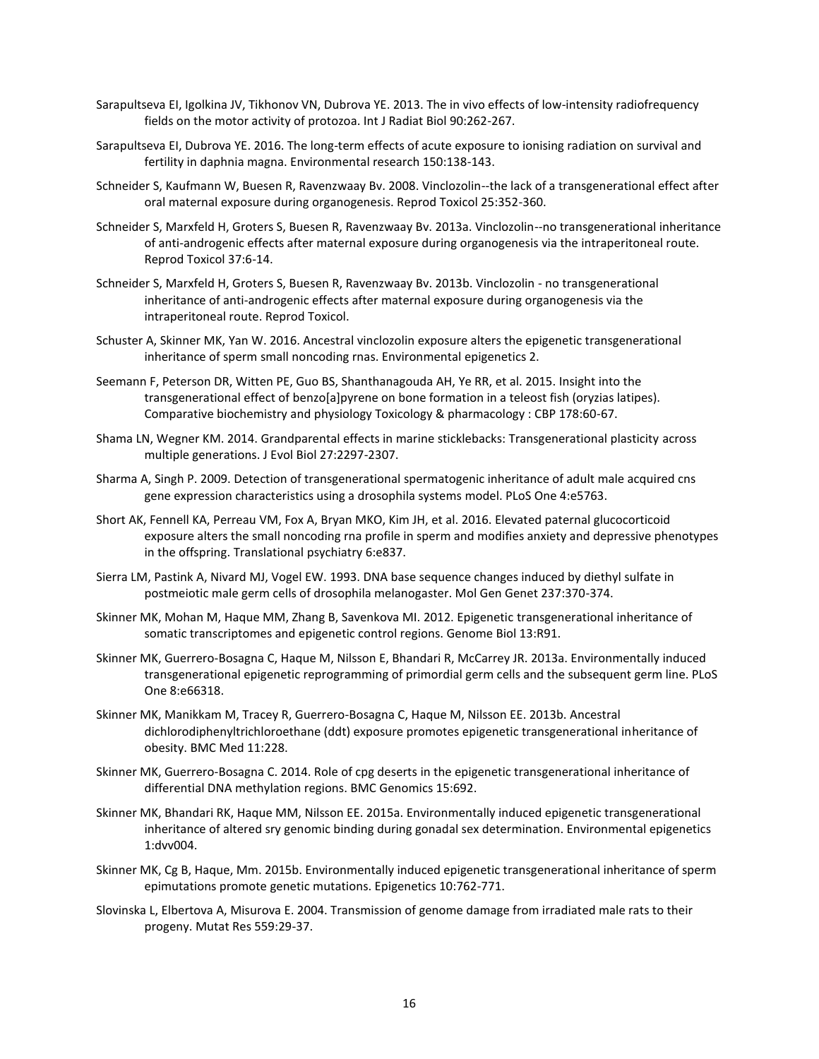Sarapultseva EI, Igolkina JV, Tikhonov VN, Dubrova YE. 2013. The in vivo effects of low-intensity radiofrequency fields on the motor activity of protozoa. Int J Radiat Biol 90:262-267.

Sarapultseva EI, Dubrova YE. 2016. The long-term effects of acute exposure to ionising radiation on survival and fertility in daphnia magna. Environmental research 150:138-143.

Schneider S, Kaufmann W, Buesen R, Ravenzwaay Bv. 2008. Vinclozolin--the lack of a transgenerational effect after oral maternal exposure during organogenesis. Reprod Toxicol 25:352-360.

Schneider S, Marxfeld H, Groters S, Buesen R, Ravenzwaay Bv. 2013a. Vinclozolin--no transgenerational inheritance of anti-androgenic effects after maternal exposure during organogenesis via the intraperitoneal route. Reprod Toxicol 37:6-14.

Schneider S, Marxfeld H, Groters S, Buesen R, Ravenzwaay Bv. 2013b. Vinclozolin - no transgenerational inheritance of anti-androgenic effects after maternal exposure during organogenesis via the intraperitoneal route. Reprod Toxicol.

Schuster A, Skinner MK, Yan W. 2016. Ancestral vinclozolin exposure alters the epigenetic transgenerational inheritance of sperm small noncoding rnas. Environmental epigenetics 2.

Seemann F, Peterson DR, Witten PE, Guo BS, Shanthanagouda AH, Ye RR, et al. 2015. Insight into the transgenerational effect of benzo[a]pyrene on bone formation in a teleost fish (oryzias latipes). Comparative biochemistry and physiology Toxicology & pharmacology : CBP 178:60-67.

Shama LN, Wegner KM. 2014. Grandparental effects in marine sticklebacks: Transgenerational plasticity across multiple generations. J Evol Biol 27:2297-2307.

Sharma A, Singh P. 2009. Detection of transgenerational spermatogenic inheritance of adult male acquired cns gene expression characteristics using a drosophila systems model. PLoS One 4:e5763.

Short AK, Fennell KA, Perreau VM, Fox A, Bryan MKO, Kim JH, et al. 2016. Elevated paternal glucocorticoid exposure alters the small noncoding rna profile in sperm and modifies anxiety and depressive phenotypes in the offspring. Translational psychiatry 6:e837.

Sierra LM, Pastink A, Nivard MJ, Vogel EW. 1993. DNA base sequence changes induced by diethyl sulfate in postmeiotic male germ cells of drosophila melanogaster. Mol Gen Genet 237:370-374.

Skinner MK, Mohan M, Haque MM, Zhang B, Savenkova MI. 2012. Epigenetic transgenerational inheritance of somatic transcriptomes and epigenetic control regions. Genome Biol 13:R91.

Skinner MK, Guerrero-Bosagna C, Haque M, Nilsson E, Bhandari R, McCarrey JR. 2013a. Environmentally induced transgenerational epigenetic reprogramming of primordial germ cells and the subsequent germ line. PLoS One 8:e66318.

Skinner MK, Manikkam M, Tracey R, Guerrero-Bosagna C, Haque M, Nilsson EE. 2013b. Ancestral dichlorodiphenyltrichloroethane (ddt) exposure promotes epigenetic transgenerational inheritance of obesity. BMC Med 11:228.

Skinner MK, Guerrero-Bosagna C. 2014. Role of cpg deserts in the epigenetic transgenerational inheritance of differential DNA methylation regions. BMC Genomics 15:692.

Skinner MK, Bhandari RK, Haque MM, Nilsson EE. 2015a. Environmentally induced epigenetic transgenerational inheritance of altered sry genomic binding during gonadal sex determination. Environmental epigenetics 1:dvv004.

Skinner MK, Cg B, Haque, Mm. 2015b. Environmentally induced epigenetic transgenerational inheritance of sperm epimutations promote genetic mutations. Epigenetics 10:762-771.

Slovinska L, Elbertova A, Misurova E. 2004. Transmission of genome damage from irradiated male rats to their progeny. Mutat Res 559:29-37.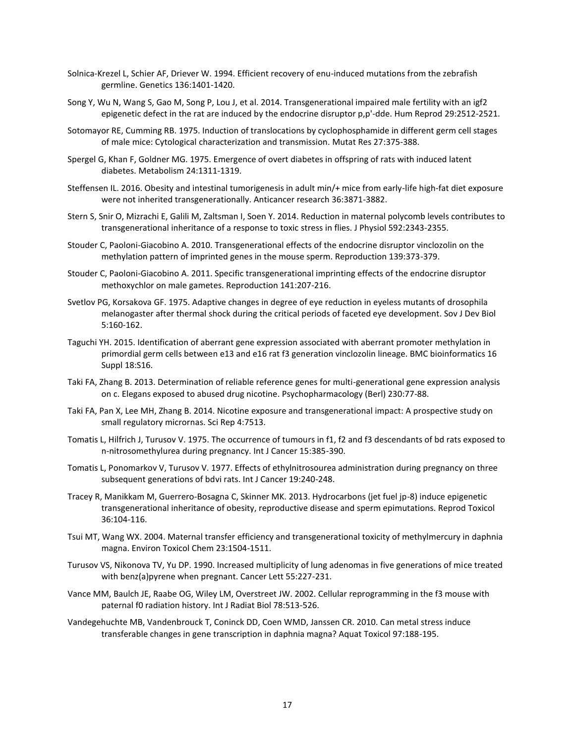Solnica-Krezel L, Schier AF, Driever W. 1994. Efficient recovery of enu-induced mutations from the zebrafish germline. Genetics 136:1401-1420.

Song Y, Wu N, Wang S, Gao M, Song P, Lou J, et al. 2014. Transgenerational impaired male fertility with an igf2 epigenetic defect in the rat are induced by the endocrine disruptor p,p'-dde. Hum Reprod 29:2512-2521.

Sotomayor RE, Cumming RB. 1975. Induction of translocations by cyclophosphamide in different germ cell stages of male mice: Cytological characterization and transmission. Mutat Res 27:375-388.

Spergel G, Khan F, Goldner MG. 1975. Emergence of overt diabetes in offspring of rats with induced latent diabetes. Metabolism 24:1311-1319.

Steffensen IL. 2016. Obesity and intestinal tumorigenesis in adult min/+ mice from early-life high-fat diet exposure were not inherited transgenerationally. Anticancer research 36:3871-3882.

Stern S, Snir O, Mizrachi E, Galili M, Zaltsman I, Soen Y. 2014. Reduction in maternal polycomb levels contributes to transgenerational inheritance of a response to toxic stress in flies. J Physiol 592:2343-2355.

Stouder C, Paoloni-Giacobino A. 2010. Transgenerational effects of the endocrine disruptor vinclozolin on the methylation pattern of imprinted genes in the mouse sperm. Reproduction 139:373-379.

Stouder C, Paoloni-Giacobino A. 2011. Specific transgenerational imprinting effects of the endocrine disruptor methoxychlor on male gametes. Reproduction 141:207-216.

Svetlov PG, Korsakova GF. 1975. Adaptive changes in degree of eye reduction in eyeless mutants of drosophila melanogaster after thermal shock during the critical periods of faceted eye development. Sov J Dev Biol 5:160-162.

Taguchi YH. 2015. Identification of aberrant gene expression associated with aberrant promoter methylation in primordial germ cells between e13 and e16 rat f3 generation vinclozolin lineage. BMC bioinformatics 16 Suppl 18:S16.

Taki FA, Zhang B. 2013. Determination of reliable reference genes for multi-generational gene expression analysis on c. Elegans exposed to abused drug nicotine. Psychopharmacology (Berl) 230:77-88.

Taki FA, Pan X, Lee MH, Zhang B. 2014. Nicotine exposure and transgenerational impact: A prospective study on small regulatory micrornas. Sci Rep 4:7513.

Tomatis L, Hilfrich J, Turusov V. 1975. The occurrence of tumours in f1, f2 and f3 descendants of bd rats exposed to n-nitrosomethylurea during pregnancy. Int J Cancer 15:385-390.

Tomatis L, Ponomarkov V, Turusov V. 1977. Effects of ethylnitrosourea administration during pregnancy on three subsequent generations of bdvi rats. Int J Cancer 19:240-248.

Tracey R, Manikkam M, Guerrero-Bosagna C, Skinner MK. 2013. Hydrocarbons (jet fuel jp-8) induce epigenetic transgenerational inheritance of obesity, reproductive disease and sperm epimutations. Reprod Toxicol 36:104-116.

Tsui MT, Wang WX. 2004. Maternal transfer efficiency and transgenerational toxicity of methylmercury in daphnia magna. Environ Toxicol Chem 23:1504-1511.

Turusov VS, Nikonova TV, Yu DP. 1990. Increased multiplicity of lung adenomas in five generations of mice treated with benz(a)pyrene when pregnant. Cancer Lett 55:227-231.

Vance MM, Baulch JE, Raabe OG, Wiley LM, Overstreet JW. 2002. Cellular reprogramming in the f3 mouse with paternal f0 radiation history. Int J Radiat Biol 78:513-526.

Vandegehuchte MB, Vandenbrouck T, Coninck DD, Coen WMD, Janssen CR. 2010. Can metal stress induce transferable changes in gene transcription in daphnia magna? Aquat Toxicol 97:188-195.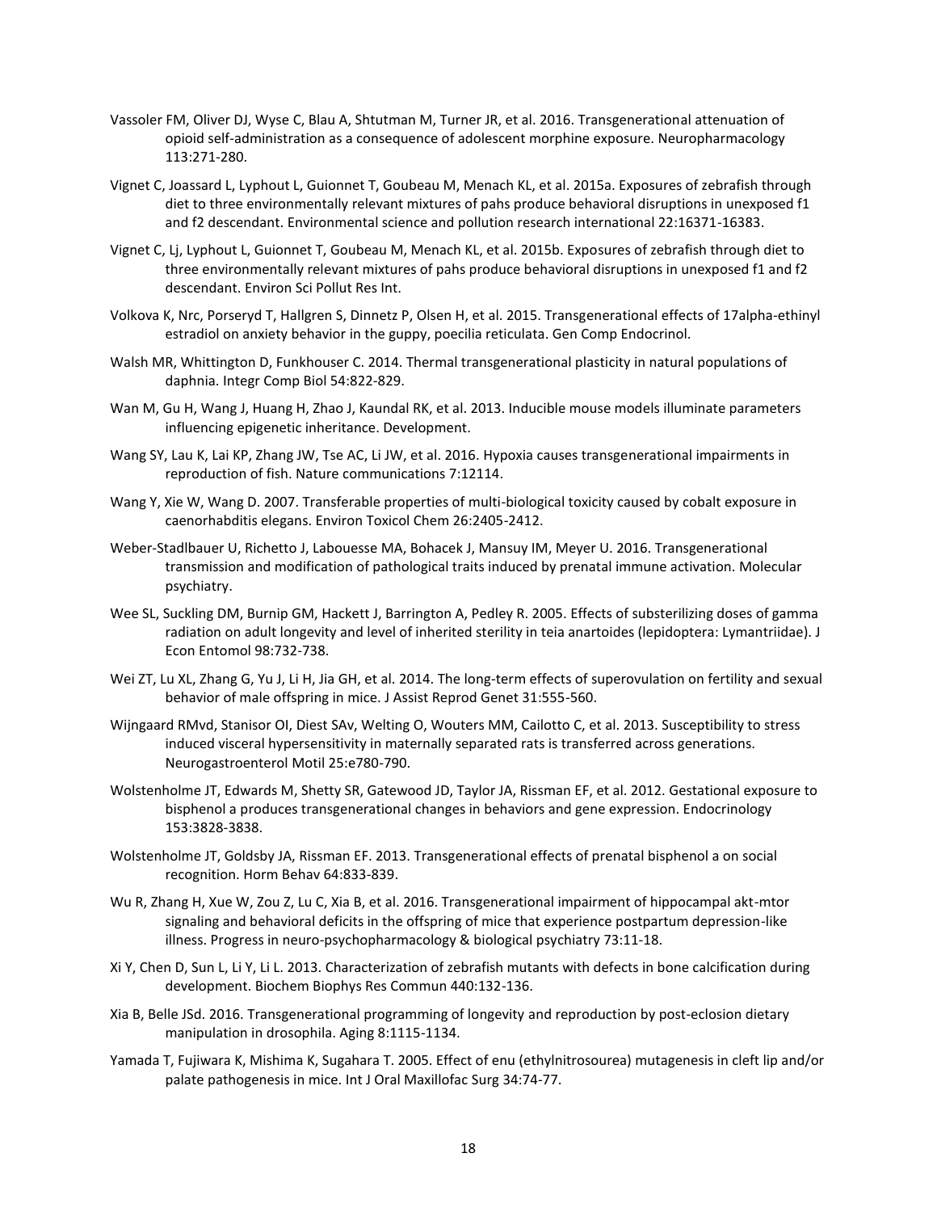Vassoler FM, Oliver DJ, Wyse C, Blau A, Shtutman M, Turner JR, et al. 2016. Transgenerational attenuation of opioid self-administration as a consequence of adolescent morphine exposure. Neuropharmacology 113:271-280.

Vignet C, Joassard L, Lyphout L, Guionnet T, Goubeau M, Menach KL, et al. 2015a. Exposures of zebrafish through diet to three environmentally relevant mixtures of pahs produce behavioral disruptions in unexposed f1 and f2 descendant. Environmental science and pollution research international 22:16371-16383.

Vignet C, Lj, Lyphout L, Guionnet T, Goubeau M, Menach KL, et al. 2015b. Exposures of zebrafish through diet to three environmentally relevant mixtures of pahs produce behavioral disruptions in unexposed f1 and f2 descendant. Environ Sci Pollut Res Int.

Volkova K, Nrc, Porseryd T, Hallgren S, Dinnetz P, Olsen H, et al. 2015. Transgenerational effects of 17alpha-ethinyl estradiol on anxiety behavior in the guppy, poecilia reticulata. Gen Comp Endocrinol.

Walsh MR, Whittington D, Funkhouser C. 2014. Thermal transgenerational plasticity in natural populations of daphnia. Integr Comp Biol 54:822-829.

Wan M, Gu H, Wang J, Huang H, Zhao J, Kaundal RK, et al. 2013. Inducible mouse models illuminate parameters influencing epigenetic inheritance. Development.

Wang SY, Lau K, Lai KP, Zhang JW, Tse AC, Li JW, et al. 2016. Hypoxia causes transgenerational impairments in reproduction of fish. Nature communications 7:12114.

Wang Y, Xie W, Wang D. 2007. Transferable properties of multi-biological toxicity caused by cobalt exposure in caenorhabditis elegans. Environ Toxicol Chem 26:2405-2412.

Weber-Stadlbauer U, Richetto J, Labouesse MA, Bohacek J, Mansuy IM, Meyer U. 2016. Transgenerational transmission and modification of pathological traits induced by prenatal immune activation. Molecular psychiatry.

Wee SL, Suckling DM, Burnip GM, Hackett J, Barrington A, Pedley R. 2005. Effects of substerilizing doses of gamma radiation on adult longevity and level of inherited sterility in teia anartoides (lepidoptera: Lymantriidae). J Econ Entomol 98:732-738.

Wei ZT, Lu XL, Zhang G, Yu J, Li H, Jia GH, et al. 2014. The long-term effects of superovulation on fertility and sexual behavior of male offspring in mice. J Assist Reprod Genet 31:555-560.

Wijngaard RMvd, Stanisor OI, Diest SAv, Welting O, Wouters MM, Cailotto C, et al. 2013. Susceptibility to stress induced visceral hypersensitivity in maternally separated rats is transferred across generations. Neurogastroenterol Motil 25:e780-790.

Wolstenholme JT, Edwards M, Shetty SR, Gatewood JD, Taylor JA, Rissman EF, et al. 2012. Gestational exposure to bisphenol a produces transgenerational changes in behaviors and gene expression. Endocrinology 153:3828-3838.

Wolstenholme JT, Goldsby JA, Rissman EF. 2013. Transgenerational effects of prenatal bisphenol a on social recognition. Horm Behav 64:833-839.

Wu R, Zhang H, Xue W, Zou Z, Lu C, Xia B, et al. 2016. Transgenerational impairment of hippocampal akt-mtor signaling and behavioral deficits in the offspring of mice that experience postpartum depression-like illness. Progress in neuro-psychopharmacology & biological psychiatry 73:11-18.

Xi Y, Chen D, Sun L, Li Y, Li L. 2013. Characterization of zebrafish mutants with defects in bone calcification during development. Biochem Biophys Res Commun 440:132-136.

Xia B, Belle JSd. 2016. Transgenerational programming of longevity and reproduction by post-eclosion dietary manipulation in drosophila. Aging 8:1115-1134.

Yamada T, Fujiwara K, Mishima K, Sugahara T. 2005. Effect of enu (ethylnitrosourea) mutagenesis in cleft lip and/or palate pathogenesis in mice. Int J Oral Maxillofac Surg 34:74-77.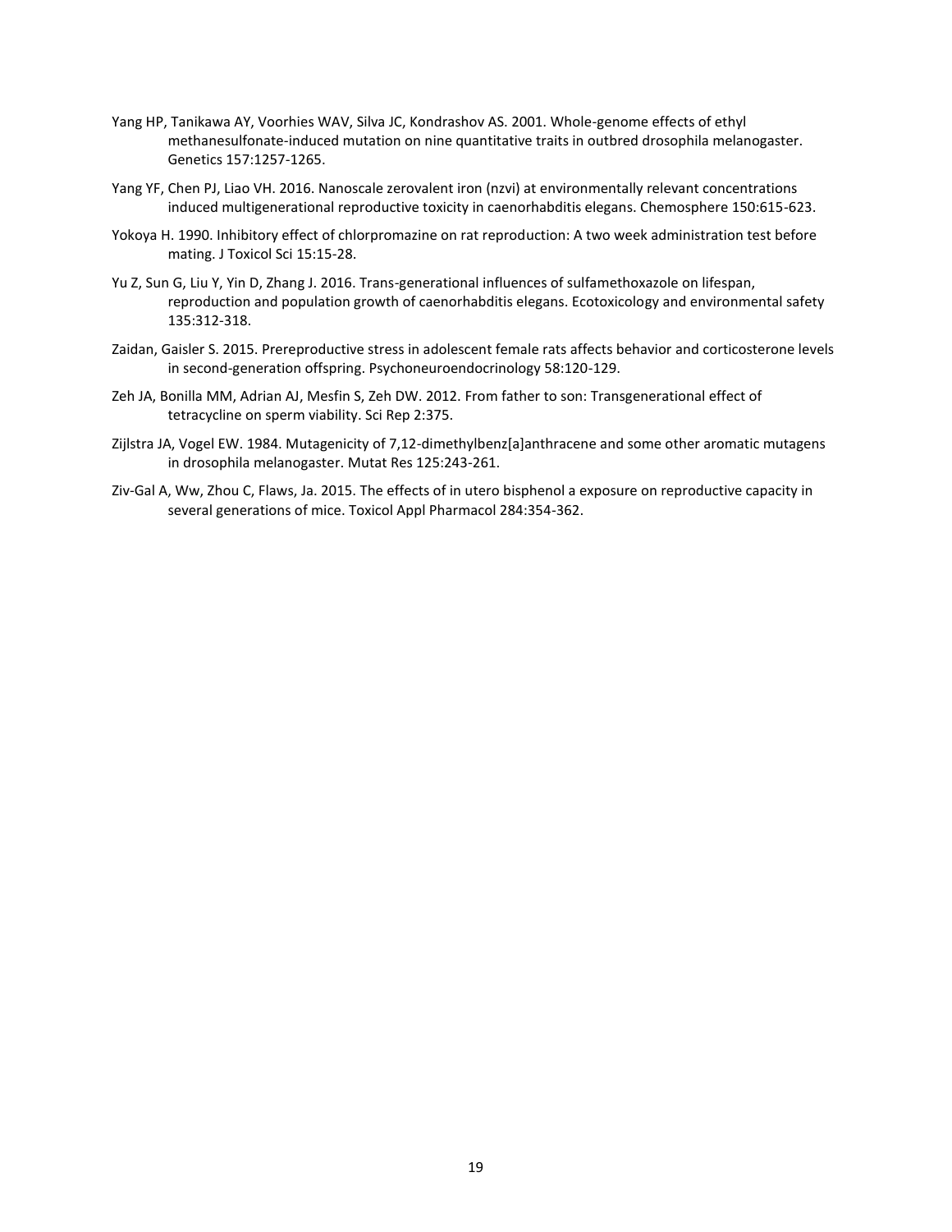Yang HP, Tanikawa AY, Voorhies WAV, Silva JC, Kondrashov AS. 2001. Whole-genome effects of ethyl methanesulfonate-induced mutation on nine quantitative traits in outbred drosophila melanogaster. Genetics 157:1257-1265.

Yang YF, Chen PJ, Liao VH. 2016. Nanoscale zerovalent iron (nzvi) at environmentally relevant concentrations induced multigenerational reproductive toxicity in caenorhabditis elegans. Chemosphere 150:615-623.

Yokoya H. 1990. Inhibitory effect of chlorpromazine on rat reproduction: A two week administration test before mating. J Toxicol Sci 15:15-28.

Yu Z, Sun G, Liu Y, Yin D, Zhang J. 2016. Trans-generational influences of sulfamethoxazole on lifespan, reproduction and population growth of caenorhabditis elegans. Ecotoxicology and environmental safety 135:312-318.

Zaidan, Gaisler S. 2015. Prereproductive stress in adolescent female rats affects behavior and corticosterone levels in second-generation offspring. Psychoneuroendocrinology 58:120-129.

Zeh JA, Bonilla MM, Adrian AJ, Mesfin S, Zeh DW. 2012. From father to son: Transgenerational effect of tetracycline on sperm viability. Sci Rep 2:375.

Zijlstra JA, Vogel EW. 1984. Mutagenicity of 7,12-dimethylbenz[a]anthracene and some other aromatic mutagens in drosophila melanogaster. Mutat Res 125:243-261.

Ziv-Gal A, Ww, Zhou C, Flaws, Ja. 2015. The effects of in utero bisphenol a exposure on reproductive capacity in several generations of mice. Toxicol Appl Pharmacol 284:354-362.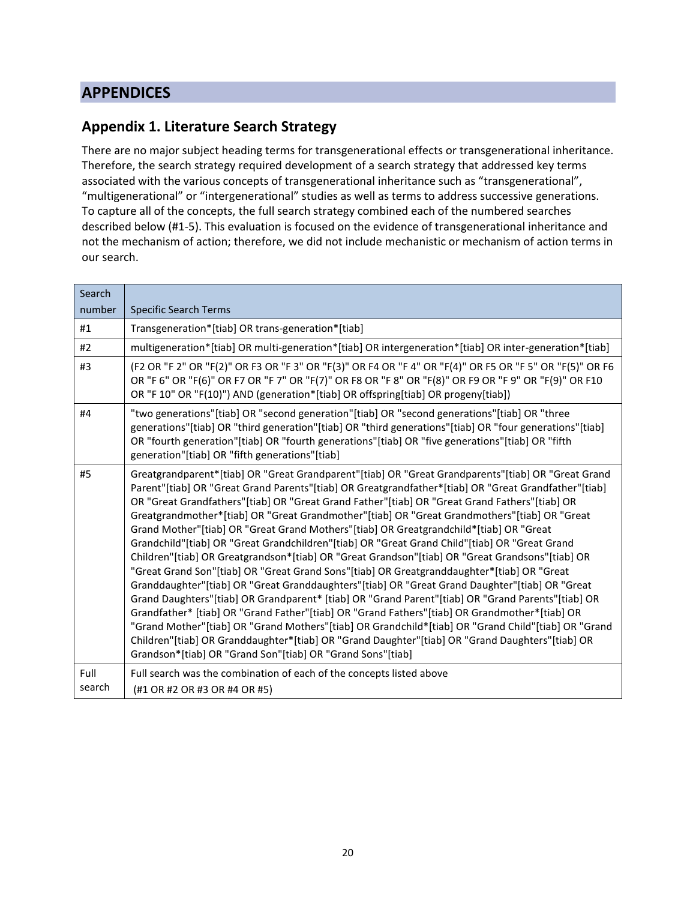# APPENDICES

## Appendix 1. Literature Search Strategy

There are no major subject heading terms for transgenerational effects or transgenerational inheritance. Therefore, the search strategy required development of a search strategy that addressed key terms associated with the various concepts of transgenerational inheritance such as “transgenerational”, “multigenerational” or “intergenerational” studies as well as terms to address successive generations. To capture all of the concepts, the full search strategy combined each of the numbered searches described below (#1-5). This evaluation is focused on the evidence of transgenerational inheritance and not the mechanism of action; therefore, we did not include mechanistic or mechanism of action terms in our search.

| Search number | Specific Search Terms |
|---|---|
| #1 | Transgeneration*[tiab] OR trans-generation*[tiab] |
| #2 | multigeneration*[tiab] OR multi-generation*[tiab] OR intergeneration*[tiab] OR inter-generation*[tiab] |
| #3 | (F2 OR "F 2" OR "F(2)" OR F3 OR "F 3" OR "F(3)" OR F4 OR "F 4" OR "F(4)" OR F5 OR "F 5" OR "F(5)" OR F6 OR "F 6" OR "F(6)" OR F7 OR "F 7" OR "F(7)" OR F8 OR "F 8" OR "F(8)" OR F9 OR "F 9" OR "F(9)" OR F10 OR "F 10" OR "F(10)") AND (generation*[tiab] OR offspring[tiab] OR progeny[tiab]) |
| #4 | "two generations"[tiab] OR "second generation"[tiab] OR "second generations"[tiab] OR "three generations"[tiab] OR "third generation"[tiab] OR "third generations"[tiab] OR "four generations"[tiab] OR "fourth generation"[tiab] OR "fourth generations"[tiab] OR "five generations"[tiab] OR "fifth generation"[tiab] OR "fifth generations"[tiab] |
| #5 | Greatgrandparent*[tiab] OR "Great Grandparent"[tiab] OR "Great Grandparents"[tiab] OR "Great Grand Parent"[tiab] OR "Great Grand Parents"[tiab] OR Greatgrandfather*[tiab] OR "Great Grandfather"[tiab] OR "Great Grandfathers"[tiab] OR "Great Grand Father"[tiab] OR "Great Grand Fathers"[tiab] OR Greatgrandmother*[tiab] OR "Great Grandmother"[tiab] OR "Great Grandmothers"[tiab] OR "Great Grand Mother"[tiab] OR "Great Grand Mothers"[tiab] OR Greatgrandchild*[tiab] OR "Great Grandchild"[tiab] OR "Great Grandchildren"[tiab] OR "Great Grand Child"[tiab] OR "Great Grand Children"[tiab] OR Greatgrandson*[tiab] OR "Great Grandson"[tiab] OR "Great Grandsons"[tiab] OR "Great Grand Son"[tiab] OR "Great Grand Sons"[tiab] OR Greatgranddaughter*[tiab] OR "Great Granddaughter"[tiab] OR "Great Granddaughters"[tiab] OR "Great Grand Daughter"[tiab] OR "Great Grand Daughters"[tiab] OR Grandparent* [tiab] OR "Grand Parent"[tiab] OR "Grand Parents"[tiab] OR Grandfather* [tiab] OR "Grand Father"[tiab] OR "Grand Fathers"[tiab] OR Grandmother*[tiab] OR "Grand Mother"[tiab] OR "Grand Mothers"[tiab] OR Grandchild*[tiab] OR "Grand Child"[tiab] OR "Grand Children"[tiab] OR Granddaughter*[tiab] OR "Grand Daughter"[tiab] OR "Grand Daughters"[tiab] OR Grandson*[tiab] OR "Grand Son"[tiab] OR "Grand Sons"[tiab] |
| Full search | Full search was the combination of each of the concepts listed above (#1 OR #2 OR #3 OR #4 OR #5) |